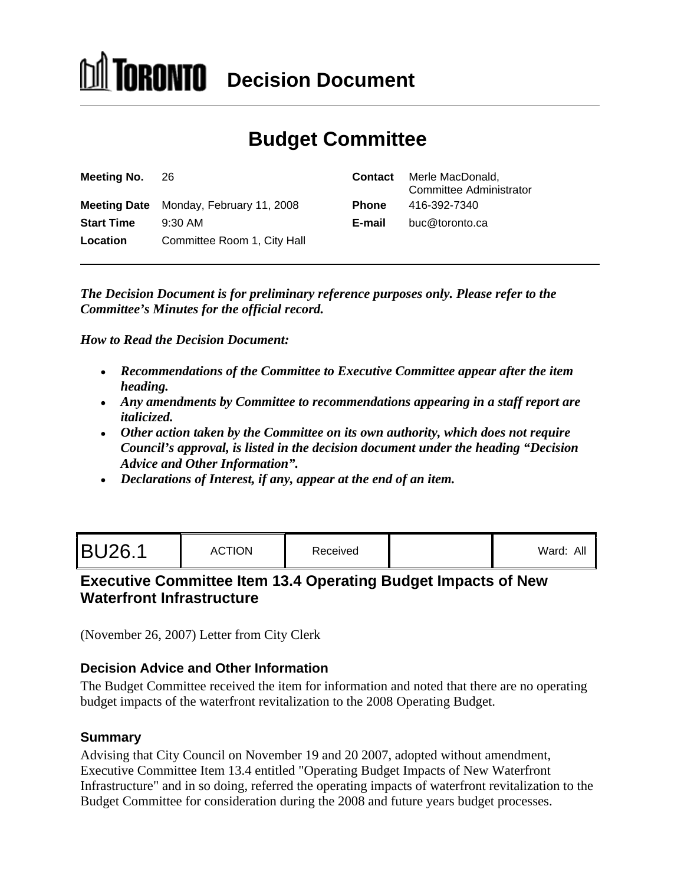# TORONTO Decision Document

## Budget Committee

| | | | |
|---|---|---|---|
| **Meeting No.** | 26 | **Contact** | Merle MacDonald, Committee Administrator |
| **Meeting Date** | Monday, February 11, 2008 | **Phone** | 416-392-7340 |
| **Start Time** | 9:30 AM | **E-mail** | buc@toronto.ca |
| **Location** | Committee Room 1, City Hall | | |

***The Decision Document is for preliminary reference purposes only. Please refer to the Committee's Minutes for the official record.***

***How to Read the Decision Document:***

- ***Recommendations of the Committee to Executive Committee appear after the item heading.***
- ***Any amendments by Committee to recommendations appearing in a staff report are italicized.***
- ***Other action taken by the Committee on its own authority, which does not require Council's approval, is listed in the decision document under the heading "Decision Advice and Other Information".***
- ***Declarations of Interest, if any, appear at the end of an item.***

| BU26.1 | ACTION | Received | | Ward: All |
|---|---|---|---|---|

### Executive Committee Item 13.4 Operating Budget Impacts of New Waterfront Infrastructure

(November 26, 2007) Letter from City Clerk

#### Decision Advice and Other Information

The Budget Committee received the item for information and noted that there are no operating budget impacts of the waterfront revitalization to the 2008 Operating Budget.

#### Summary

Advising that City Council on November 19 and 20 2007, adopted without amendment, Executive Committee Item 13.4 entitled "Operating Budget Impacts of New Waterfront Infrastructure" and in so doing, referred the operating impacts of waterfront revitalization to the Budget Committee for consideration during the 2008 and future years budget processes.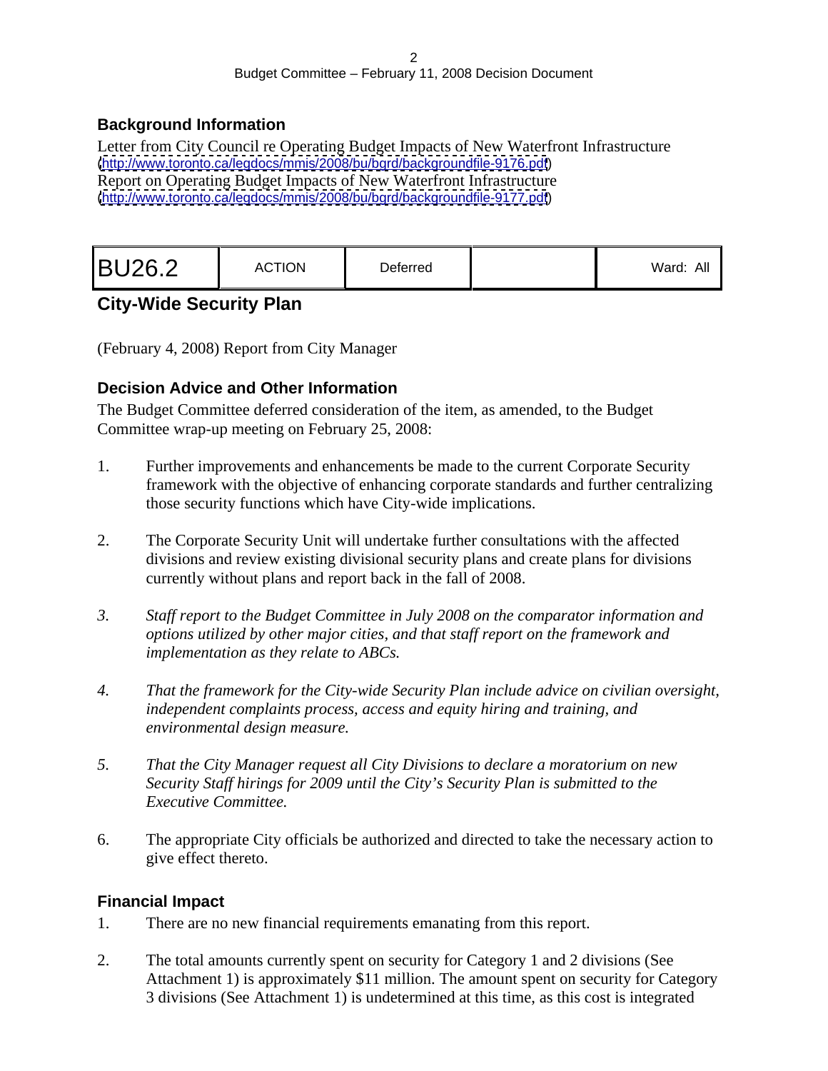### Background Information

Letter from City Council re Operating Budget Impacts of New Waterfront Infrastructure
(http://www.toronto.ca/legdocs/mmis/2008/bu/bgrd/backgroundfile-9176.pdf)
Report on Operating Budget Impacts of New Waterfront Infrastructure
(http://www.toronto.ca/legdocs/mmis/2008/bu/bgrd/backgroundfile-9177.pdf)

| BU26.2 | ACTION | Deferred | | Ward: All |
|---|---|---|---|---|

## City-Wide Security Plan

(February 4, 2008) Report from City Manager

### Decision Advice and Other Information

The Budget Committee deferred consideration of the item, as amended, to the Budget Committee wrap-up meeting on February 25, 2008:

1. Further improvements and enhancements be made to the current Corporate Security framework with the objective of enhancing corporate standards and further centralizing those security functions which have City-wide implications.

2. The Corporate Security Unit will undertake further consultations with the affected divisions and review existing divisional security plans and create plans for divisions currently without plans and report back in the fall of 2008.

3. *Staff report to the Budget Committee in July 2008 on the comparator information and options utilized by other major cities, and that staff report on the framework and implementation as they relate to ABCs.*

4. *That the framework for the City-wide Security Plan include advice on civilian oversight, independent complaints process, access and equity hiring and training, and environmental design measure.*

5. *That the City Manager request all City Divisions to declare a moratorium on new Security Staff hirings for 2009 until the City's Security Plan is submitted to the Executive Committee.*

6. The appropriate City officials be authorized and directed to take the necessary action to give effect thereto.

### Financial Impact

1. There are no new financial requirements emanating from this report.

2. The total amounts currently spent on security for Category 1 and 2 divisions (See Attachment 1) is approximately $11 million. The amount spent on security for Category 3 divisions (See Attachment 1) is undetermined at this time, as this cost is integrated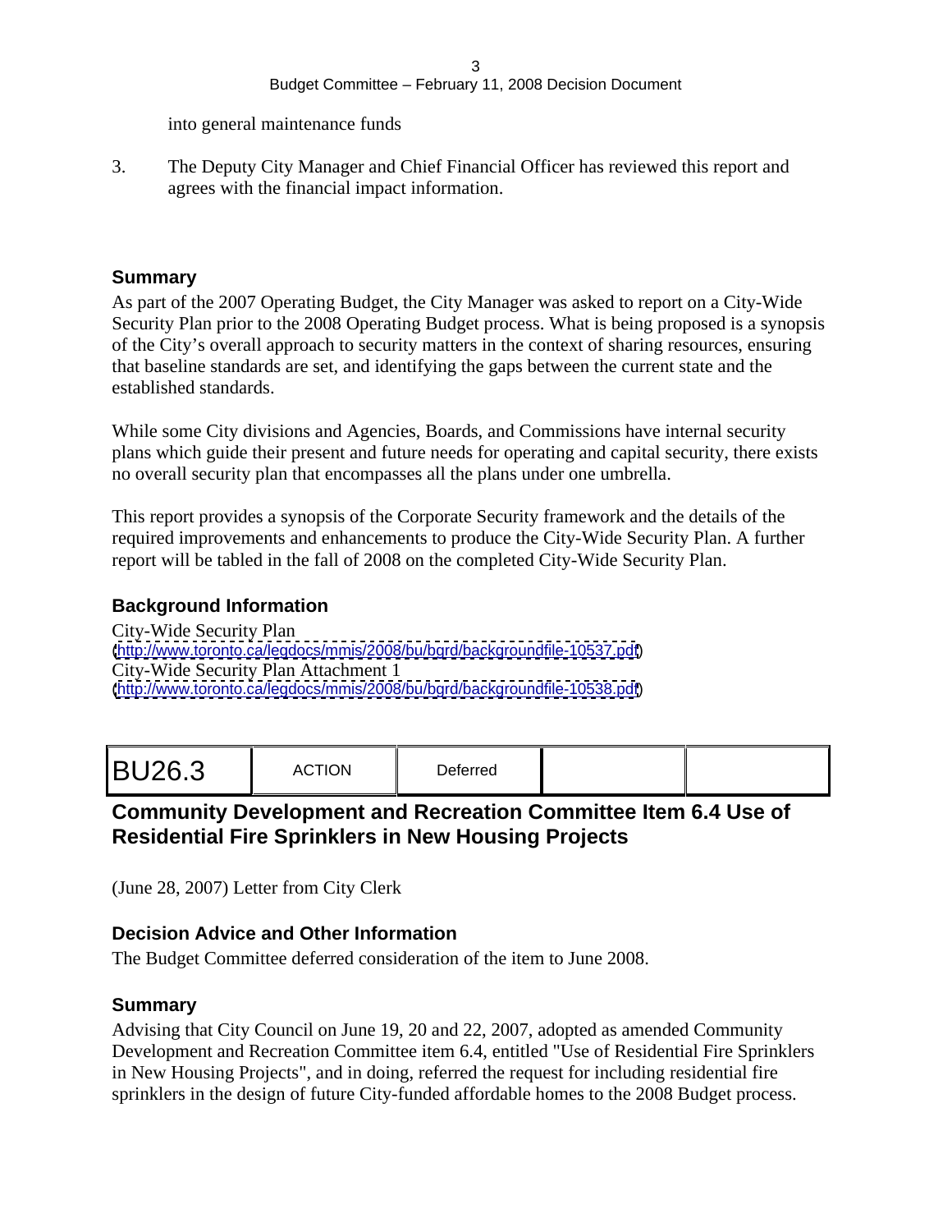into general maintenance funds

3. The Deputy City Manager and Chief Financial Officer has reviewed this report and agrees with the financial impact information.

### Summary

As part of the 2007 Operating Budget, the City Manager was asked to report on a City-Wide Security Plan prior to the 2008 Operating Budget process. What is being proposed is a synopsis of the City's overall approach to security matters in the context of sharing resources, ensuring that baseline standards are set, and identifying the gaps between the current state and the established standards.

While some City divisions and Agencies, Boards, and Commissions have internal security plans which guide their present and future needs for operating and capital security, there exists no overall security plan that encompasses all the plans under one umbrella.

This report provides a synopsis of the Corporate Security framework and the details of the required improvements and enhancements to produce the City-Wide Security Plan. A further report will be tabled in the fall of 2008 on the completed City-Wide Security Plan.

### Background Information

City-Wide Security Plan
(http://www.toronto.ca/legdocs/mmis/2008/bu/bgrd/backgroundfile-10537.pdf)
City-Wide Security Plan Attachment 1
(http://www.toronto.ca/legdocs/mmis/2008/bu/bgrd/backgroundfile-10538.pdf)

| BU26.3 | ACTION | Deferred | | |
|---|---|---|---|---|

## Community Development and Recreation Committee Item 6.4 Use of Residential Fire Sprinklers in New Housing Projects

(June 28, 2007) Letter from City Clerk

### Decision Advice and Other Information

The Budget Committee deferred consideration of the item to June 2008.

### Summary

Advising that City Council on June 19, 20 and 22, 2007, adopted as amended Community Development and Recreation Committee item 6.4, entitled "Use of Residential Fire Sprinklers in New Housing Projects", and in doing, referred the request for including residential fire sprinklers in the design of future City-funded affordable homes to the 2008 Budget process.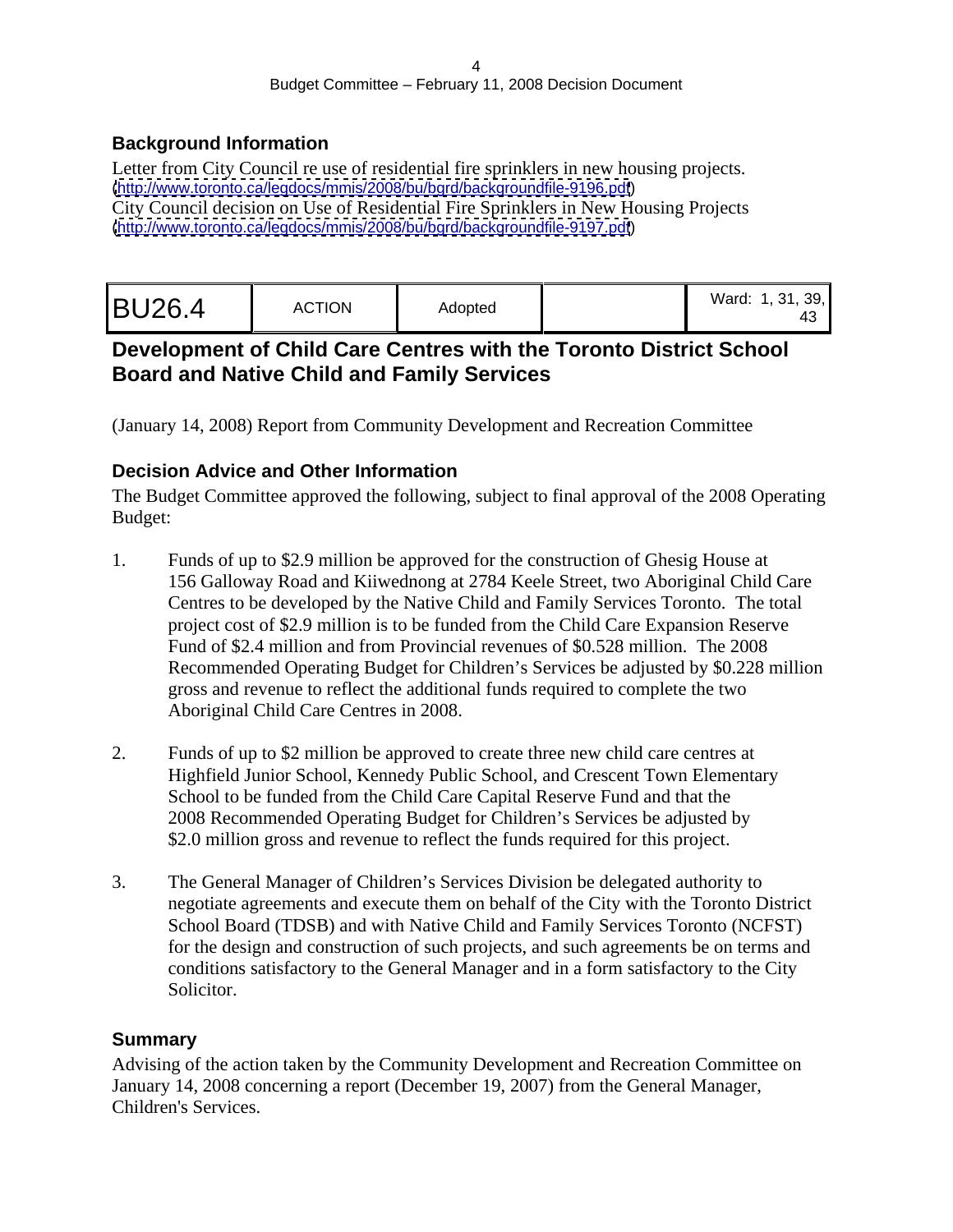### Background Information

Letter from City Council re use of residential fire sprinklers in new housing projects.
(http://www.toronto.ca/legdocs/mmis/2008/bu/bgrd/backgroundfile-9196.pdf)
City Council decision on Use of Residential Fire Sprinklers in New Housing Projects
(http://www.toronto.ca/legdocs/mmis/2008/bu/bgrd/backgroundfile-9197.pdf)

| BU26.4 | ACTION | Adopted | | Ward: 1, 31, 39, 43 |
|---|---|---|---|---|

## Development of Child Care Centres with the Toronto District School Board and Native Child and Family Services

(January 14, 2008) Report from Community Development and Recreation Committee

### Decision Advice and Other Information

The Budget Committee approved the following, subject to final approval of the 2008 Operating Budget:

1. Funds of up to $2.9 million be approved for the construction of Ghesig House at 156 Galloway Road and Kiiwednong at 2784 Keele Street, two Aboriginal Child Care Centres to be developed by the Native Child and Family Services Toronto. The total project cost of $2.9 million is to be funded from the Child Care Expansion Reserve Fund of $2.4 million and from Provincial revenues of $0.528 million. The 2008 Recommended Operating Budget for Children's Services be adjusted by $0.228 million gross and revenue to reflect the additional funds required to complete the two Aboriginal Child Care Centres in 2008.

2. Funds of up to $2 million be approved to create three new child care centres at Highfield Junior School, Kennedy Public School, and Crescent Town Elementary School to be funded from the Child Care Capital Reserve Fund and that the 2008 Recommended Operating Budget for Children's Services be adjusted by $2.0 million gross and revenue to reflect the funds required for this project.

3. The General Manager of Children's Services Division be delegated authority to negotiate agreements and execute them on behalf of the City with the Toronto District School Board (TDSB) and with Native Child and Family Services Toronto (NCFST) for the design and construction of such projects, and such agreements be on terms and conditions satisfactory to the General Manager and in a form satisfactory to the City Solicitor.

### Summary

Advising of the action taken by the Community Development and Recreation Committee on January 14, 2008 concerning a report (December 19, 2007) from the General Manager, Children's Services.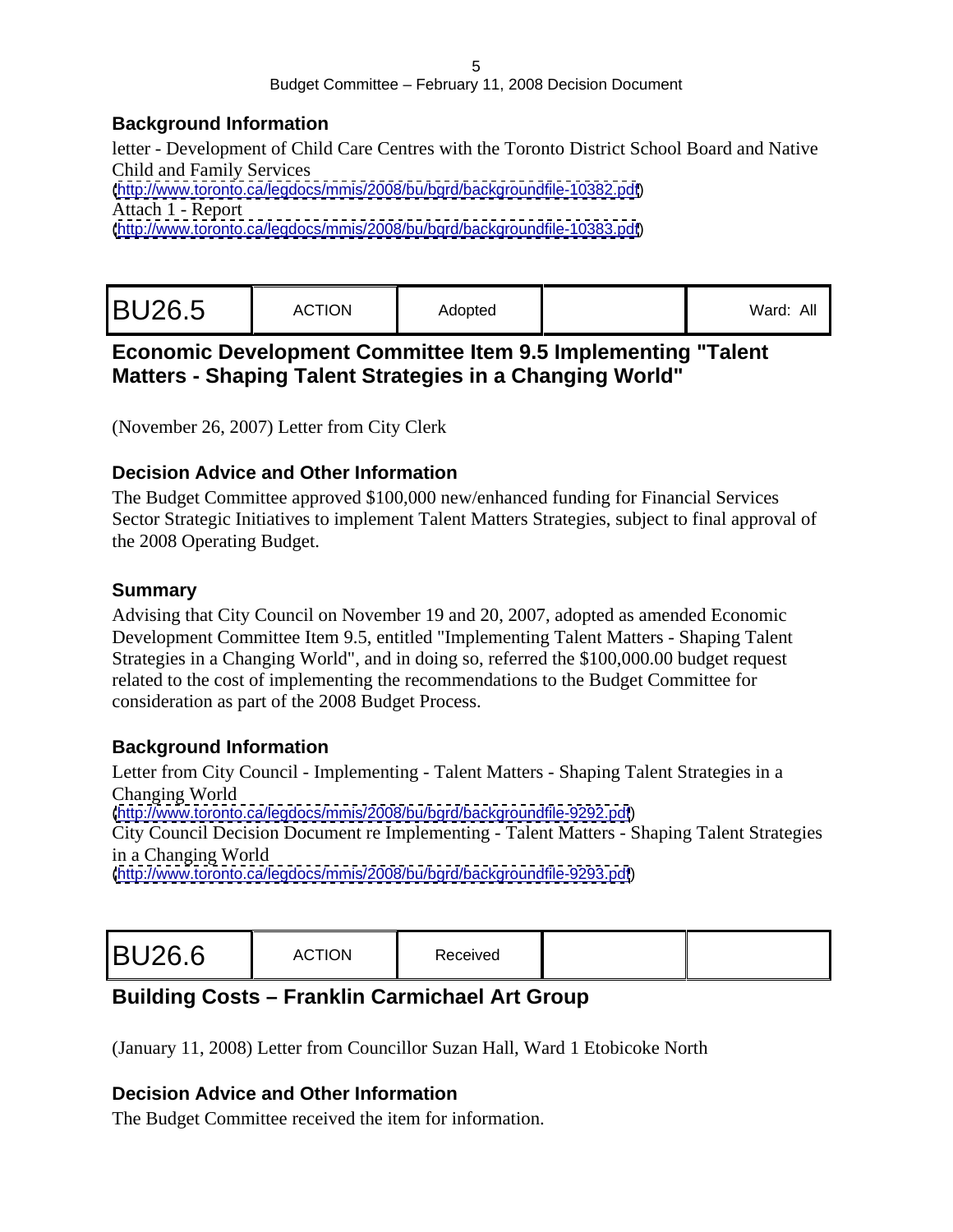### Background Information

letter - Development of Child Care Centres with the Toronto District School Board and Native Child and Family Services
(http://www.toronto.ca/legdocs/mmis/2008/bu/bgrd/backgroundfile-10382.pdf)
Attach 1 - Report
(http://www.toronto.ca/legdocs/mmis/2008/bu/bgrd/backgroundfile-10383.pdf)

| BU26.5 | ACTION | Adopted | | Ward: All |
|---|---|---|---|---|

## Economic Development Committee Item 9.5 Implementing "Talent Matters - Shaping Talent Strategies in a Changing World"

(November 26, 2007) Letter from City Clerk

### Decision Advice and Other Information

The Budget Committee approved $100,000 new/enhanced funding for Financial Services Sector Strategic Initiatives to implement Talent Matters Strategies, subject to final approval of the 2008 Operating Budget.

### Summary

Advising that City Council on November 19 and 20, 2007, adopted as amended Economic Development Committee Item 9.5, entitled "Implementing Talent Matters - Shaping Talent Strategies in a Changing World", and in doing so, referred the $100,000.00 budget request related to the cost of implementing the recommendations to the Budget Committee for consideration as part of the 2008 Budget Process.

### Background Information

Letter from City Council - Implementing - Talent Matters - Shaping Talent Strategies in a Changing World
(http://www.toronto.ca/legdocs/mmis/2008/bu/bgrd/backgroundfile-9292.pdf)
City Council Decision Document re Implementing - Talent Matters - Shaping Talent Strategies in a Changing World
(http://www.toronto.ca/legdocs/mmis/2008/bu/bgrd/backgroundfile-9293.pdf)

| BU26.6 | ACTION | Received | | |
|---|---|---|---|---|

## Building Costs – Franklin Carmichael Art Group

(January 11, 2008) Letter from Councillor Suzan Hall, Ward 1 Etobicoke North

### Decision Advice and Other Information

The Budget Committee received the item for information.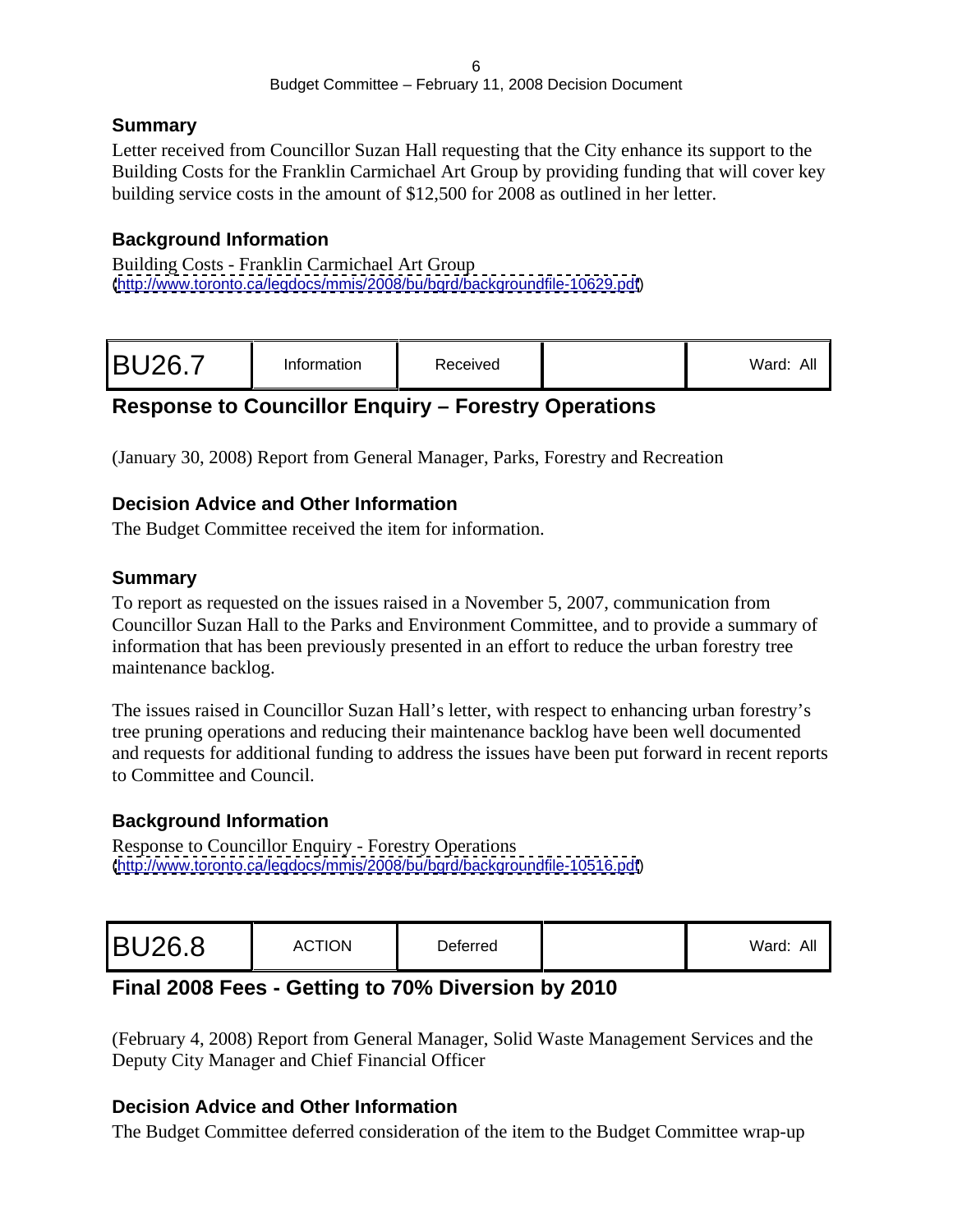### Summary

Letter received from Councillor Suzan Hall requesting that the City enhance its support to the Building Costs for the Franklin Carmichael Art Group by providing funding that will cover key building service costs in the amount of $12,500 for 2008 as outlined in her letter.

### Background Information

Building Costs - Franklin Carmichael Art Group
(http://www.toronto.ca/legdocs/mmis/2008/bu/bgrd/backgroundfile-10629.pdf)

| BU26.7 | Information | Received | | Ward: All |
|---|---|---|---|---|

## Response to Councillor Enquiry – Forestry Operations

(January 30, 2008) Report from General Manager, Parks, Forestry and Recreation

### Decision Advice and Other Information

The Budget Committee received the item for information.

### Summary

To report as requested on the issues raised in a November 5, 2007, communication from Councillor Suzan Hall to the Parks and Environment Committee, and to provide a summary of information that has been previously presented in an effort to reduce the urban forestry tree maintenance backlog.

The issues raised in Councillor Suzan Hall's letter, with respect to enhancing urban forestry's tree pruning operations and reducing their maintenance backlog have been well documented and requests for additional funding to address the issues have been put forward in recent reports to Committee and Council.

### Background Information

Response to Councillor Enquiry - Forestry Operations
(http://www.toronto.ca/legdocs/mmis/2008/bu/bgrd/backgroundfile-10516.pdf)

| BU26.8 | ACTION | Deferred | | Ward: All |
|---|---|---|---|---|

## Final 2008 Fees - Getting to 70% Diversion by 2010

(February 4, 2008) Report from General Manager, Solid Waste Management Services and the Deputy City Manager and Chief Financial Officer

### Decision Advice and Other Information

The Budget Committee deferred consideration of the item to the Budget Committee wrap-up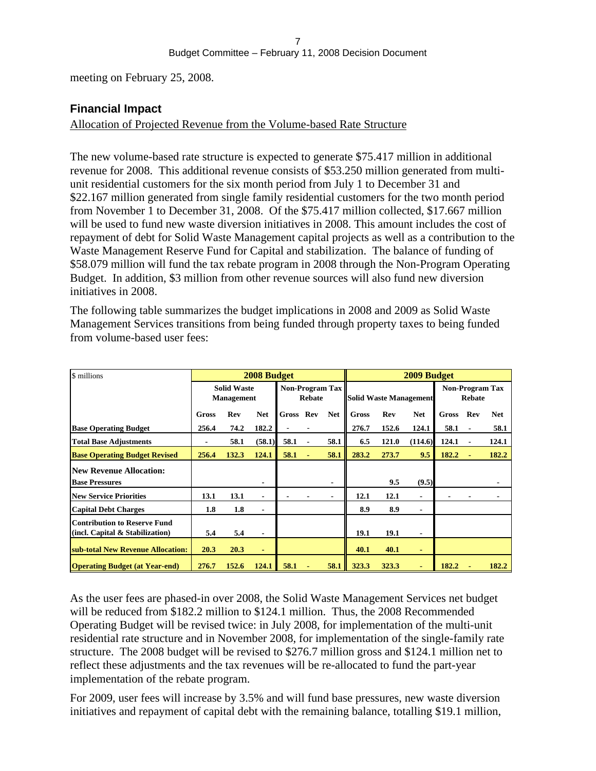meeting on February 25, 2008.

## Financial Impact

Allocation of Projected Revenue from the Volume-based Rate Structure

The new volume-based rate structure is expected to generate $75.417 million in additional revenue for 2008. This additional revenue consists of $53.250 million generated from multi-unit residential customers for the six month period from July 1 to December 31 and $22.167 million generated from single family residential customers for the two month period from November 1 to December 31, 2008. Of the $75.417 million collected, $17.667 million will be used to fund new waste diversion initiatives in 2008. This amount includes the cost of repayment of debt for Solid Waste Management capital projects as well as a contribution to the Waste Management Reserve Fund for Capital and stabilization. The balance of funding of $58.079 million will fund the tax rebate program in 2008 through the Non-Program Operating Budget. In addition, $3 million from other revenue sources will also fund new diversion initiatives in 2008.

The following table summarizes the budget implications in 2008 and 2009 as Solid Waste Management Services transitions from being funded through property taxes to being funded from volume-based user fees:

| $ millions | 2008 Budget | | | | | | 2009 Budget | | | | | |
|---|---|---|---|---|---|---|---|---|---|---|---|---|
| | Solid Waste Management | | | Non-Program Tax Rebate | | | Solid Waste Management | | | Non-Program Tax Rebate | | |
| | Gross | Rev | Net | Gross | Rev | Net | Gross | Rev | Net | Gross | Rev | Net |
| **Base Operating Budget** | 256.4 | 74.2 | 182.2 | - | - | | 276.7 | 152.6 | 124.1 | 58.1 | - | 58.1 |
| **Total Base Adjustments** | - | 58.1 | (58.1) | 58.1 | - | 58.1 | 6.5 | 121.0 | (114.6) | 124.1 | - | 124.1 |
| **Base Operating Budget Revised** | 256.4 | 132.3 | 124.1 | 58.1 | - | 58.1 | 283.2 | 273.7 | 9.5 | 182.2 | - | 182.2 |
| **New Revenue Allocation:** | | | | | | | | | | | | |
| **Base Pressures** | | | - | | | - | | 9.5 | (9.5) | | | - |
| **New Service Priorities** | 13.1 | 13.1 | - | - | - | - | 12.1 | 12.1 | - | - | - | - |
| **Capital Debt Charges** | 1.8 | 1.8 | - | | | | 8.9 | 8.9 | - | | | |
| **Contribution to Reserve Fund (incl. Capital & Stabilization)** | 5.4 | 5.4 | - | | | | 19.1 | 19.1 | - | | | |
| **sub-total New Revenue Allocation:** | 20.3 | 20.3 | - | | | | 40.1 | 40.1 | - | | | |
| **Operating Budget (at Year-end)** | 276.7 | 152.6 | 124.1 | 58.1 | - | 58.1 | 323.3 | 323.3 | - | 182.2 | - | 182.2 |

As the user fees are phased-in over 2008, the Solid Waste Management Services net budget will be reduced from $182.2 million to $124.1 million. Thus, the 2008 Recommended Operating Budget will be revised twice: in July 2008, for implementation of the multi-unit residential rate structure and in November 2008, for implementation of the single-family rate structure. The 2008 budget will be revised to $276.7 million gross and $124.1 million net to reflect these adjustments and the tax revenues will be re-allocated to fund the part-year implementation of the rebate program.

For 2009, user fees will increase by 3.5% and will fund base pressures, new waste diversion initiatives and repayment of capital debt with the remaining balance, totalling $19.1 million,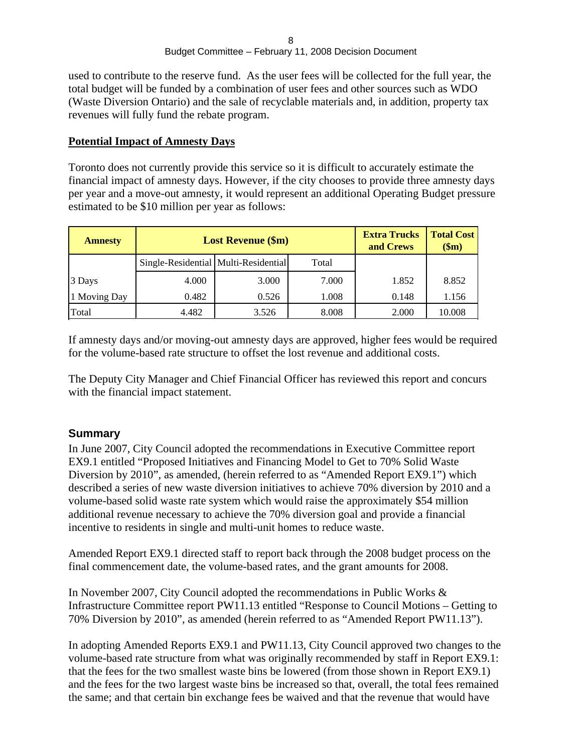used to contribute to the reserve fund. As the user fees will be collected for the full year, the total budget will be funded by a combination of user fees and other sources such as WDO (Waste Diversion Ontario) and the sale of recyclable materials and, in addition, property tax revenues will fully fund the rebate program.

**Potential Impact of Amnesty Days**

Toronto does not currently provide this service so it is difficult to accurately estimate the financial impact of amnesty days. However, if the city chooses to provide three amnesty days per year and a move-out amnesty, it would represent an additional Operating Budget pressure estimated to be $10 million per year as follows:

| Amnesty | Lost Revenue ($m) | | | Extra Trucks and Crews | Total Cost ($m) |
|---|---|---|---|---|---|
| | Single-Residential | Multi-Residential | Total | | |
| 3 Days | 4.000 | 3.000 | 7.000 | 1.852 | 8.852 |
| 1 Moving Day | 0.482 | 0.526 | 1.008 | 0.148 | 1.156 |
| Total | 4.482 | 3.526 | 8.008 | 2.000 | 10.008 |

If amnesty days and/or moving-out amnesty days are approved, higher fees would be required for the volume-based rate structure to offset the lost revenue and additional costs.

The Deputy City Manager and Chief Financial Officer has reviewed this report and concurs with the financial impact statement.

## Summary

In June 2007, City Council adopted the recommendations in Executive Committee report EX9.1 entitled "Proposed Initiatives and Financing Model to Get to 70% Solid Waste Diversion by 2010", as amended, (herein referred to as "Amended Report EX9.1") which described a series of new waste diversion initiatives to achieve 70% diversion by 2010 and a volume-based solid waste rate system which would raise the approximately $54 million additional revenue necessary to achieve the 70% diversion goal and provide a financial incentive to residents in single and multi-unit homes to reduce waste.

Amended Report EX9.1 directed staff to report back through the 2008 budget process on the final commencement date, the volume-based rates, and the grant amounts for 2008.

In November 2007, City Council adopted the recommendations in Public Works & Infrastructure Committee report PW11.13 entitled "Response to Council Motions – Getting to 70% Diversion by 2010", as amended (herein referred to as "Amended Report PW11.13").

In adopting Amended Reports EX9.1 and PW11.13, City Council approved two changes to the volume-based rate structure from what was originally recommended by staff in Report EX9.1: that the fees for the two smallest waste bins be lowered (from those shown in Report EX9.1) and the fees for the two largest waste bins be increased so that, overall, the total fees remained the same; and that certain bin exchange fees be waived and that the revenue that would have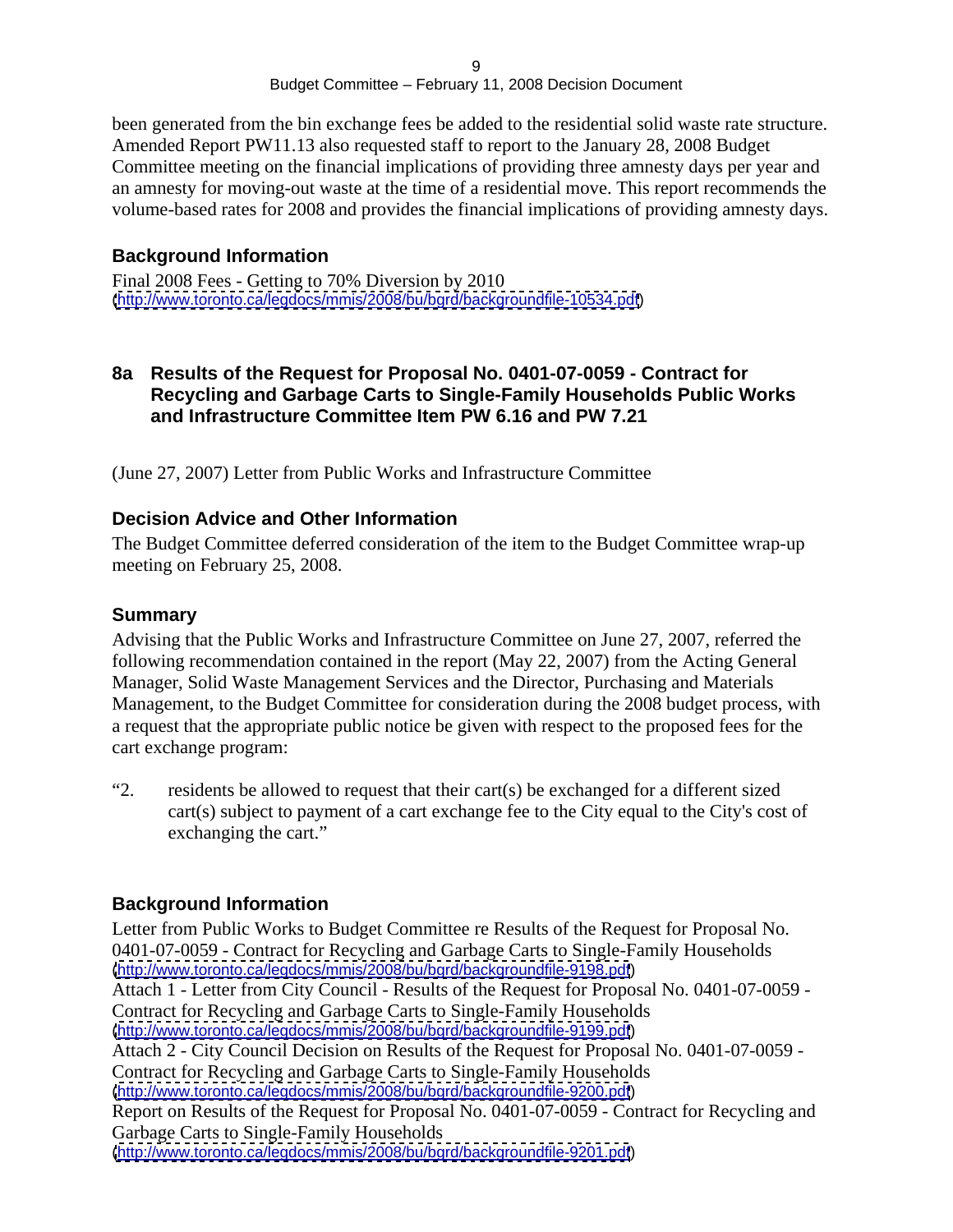been generated from the bin exchange fees be added to the residential solid waste rate structure. Amended Report PW11.13 also requested staff to report to the January 28, 2008 Budget Committee meeting on the financial implications of providing three amnesty days per year and an amnesty for moving-out waste at the time of a residential move. This report recommends the volume-based rates for 2008 and provides the financial implications of providing amnesty days.

### Background Information

Final 2008 Fees - Getting to 70% Diversion by 2010
(http://www.toronto.ca/legdocs/mmis/2008/bu/bgrd/backgroundfile-10534.pdf)

## 8a Results of the Request for Proposal No. 0401-07-0059 - Contract for Recycling and Garbage Carts to Single-Family Households Public Works and Infrastructure Committee Item PW 6.16 and PW 7.21

(June 27, 2007) Letter from Public Works and Infrastructure Committee

### Decision Advice and Other Information

The Budget Committee deferred consideration of the item to the Budget Committee wrap-up meeting on February 25, 2008.

### Summary

Advising that the Public Works and Infrastructure Committee on June 27, 2007, referred the following recommendation contained in the report (May 22, 2007) from the Acting General Manager, Solid Waste Management Services and the Director, Purchasing and Materials Management, to the Budget Committee for consideration during the 2008 budget process, with a request that the appropriate public notice be given with respect to the proposed fees for the cart exchange program:

"2. residents be allowed to request that their cart(s) be exchanged for a different sized cart(s) subject to payment of a cart exchange fee to the City equal to the City's cost of exchanging the cart."

### Background Information

Letter from Public Works to Budget Committee re Results of the Request for Proposal No. 0401-07-0059 - Contract for Recycling and Garbage Carts to Single-Family Households
(http://www.toronto.ca/legdocs/mmis/2008/bu/bgrd/backgroundfile-9198.pdf)
Attach 1 - Letter from City Council - Results of the Request for Proposal No. 0401-07-0059 - Contract for Recycling and Garbage Carts to Single-Family Households
(http://www.toronto.ca/legdocs/mmis/2008/bu/bgrd/backgroundfile-9199.pdf)
Attach 2 - City Council Decision on Results of the Request for Proposal No. 0401-07-0059 - Contract for Recycling and Garbage Carts to Single-Family Households
(http://www.toronto.ca/legdocs/mmis/2008/bu/bgrd/backgroundfile-9200.pdf)
Report on Results of the Request for Proposal No. 0401-07-0059 - Contract for Recycling and Garbage Carts to Single-Family Households
(http://www.toronto.ca/legdocs/mmis/2008/bu/bgrd/backgroundfile-9201.pdf)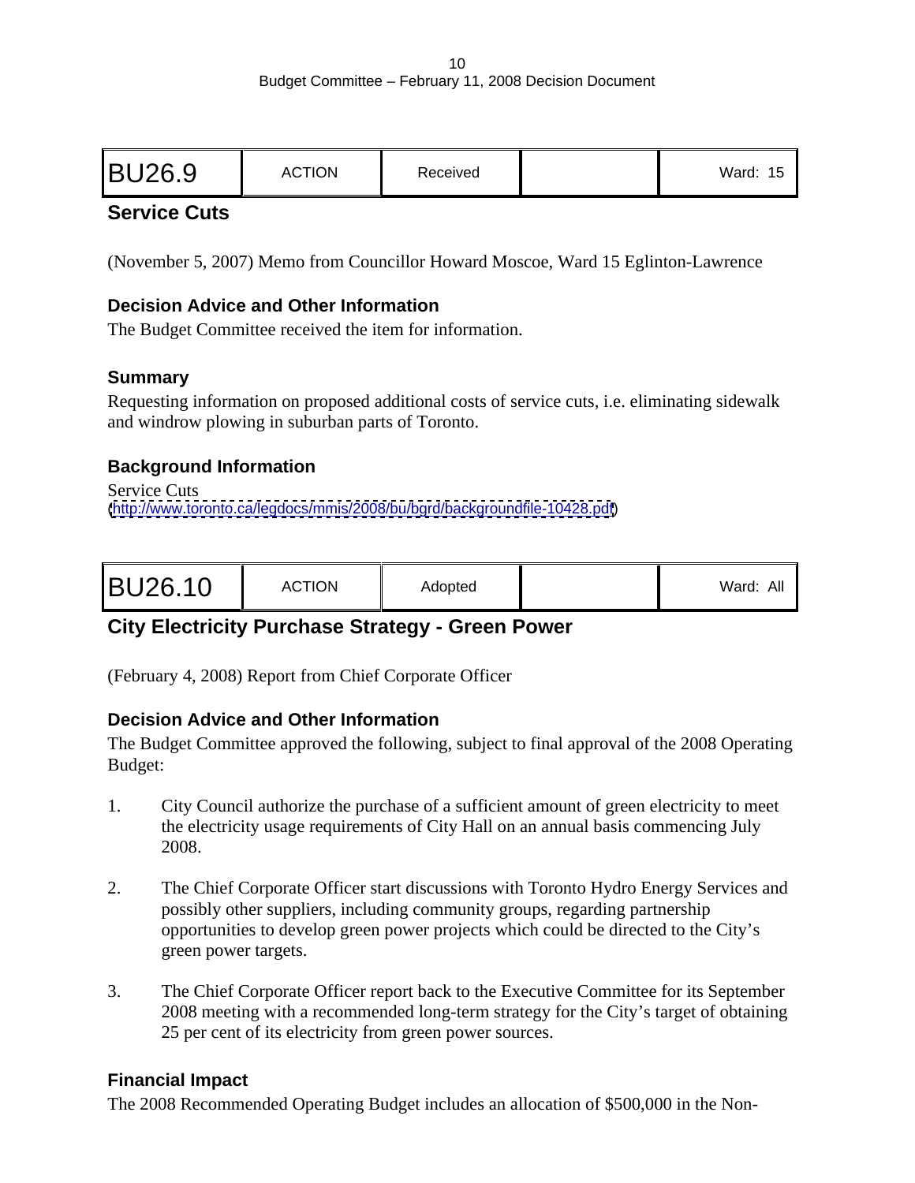| BU26.9 | ACTION | Received | | Ward: 15 |
|---|---|---|---|---|

## Service Cuts

(November 5, 2007) Memo from Councillor Howard Moscoe, Ward 15 Eglinton-Lawrence

### Decision Advice and Other Information

The Budget Committee received the item for information.

### Summary

Requesting information on proposed additional costs of service cuts, i.e. eliminating sidewalk and windrow plowing in suburban parts of Toronto.

### Background Information

Service Cuts
(http://www.toronto.ca/legdocs/mmis/2008/bu/bgrd/backgroundfile-10428.pdf)

| BU26.10 | ACTION | Adopted | | Ward: All |
|---|---|---|---|---|

## City Electricity Purchase Strategy - Green Power

(February 4, 2008) Report from Chief Corporate Officer

### Decision Advice and Other Information

The Budget Committee approved the following, subject to final approval of the 2008 Operating Budget:

1. City Council authorize the purchase of a sufficient amount of green electricity to meet the electricity usage requirements of City Hall on an annual basis commencing July 2008.

2. The Chief Corporate Officer start discussions with Toronto Hydro Energy Services and possibly other suppliers, including community groups, regarding partnership opportunities to develop green power projects which could be directed to the City's green power targets.

3. The Chief Corporate Officer report back to the Executive Committee for its September 2008 meeting with a recommended long-term strategy for the City's target of obtaining 25 per cent of its electricity from green power sources.

### Financial Impact

The 2008 Recommended Operating Budget includes an allocation of $500,000 in the Non-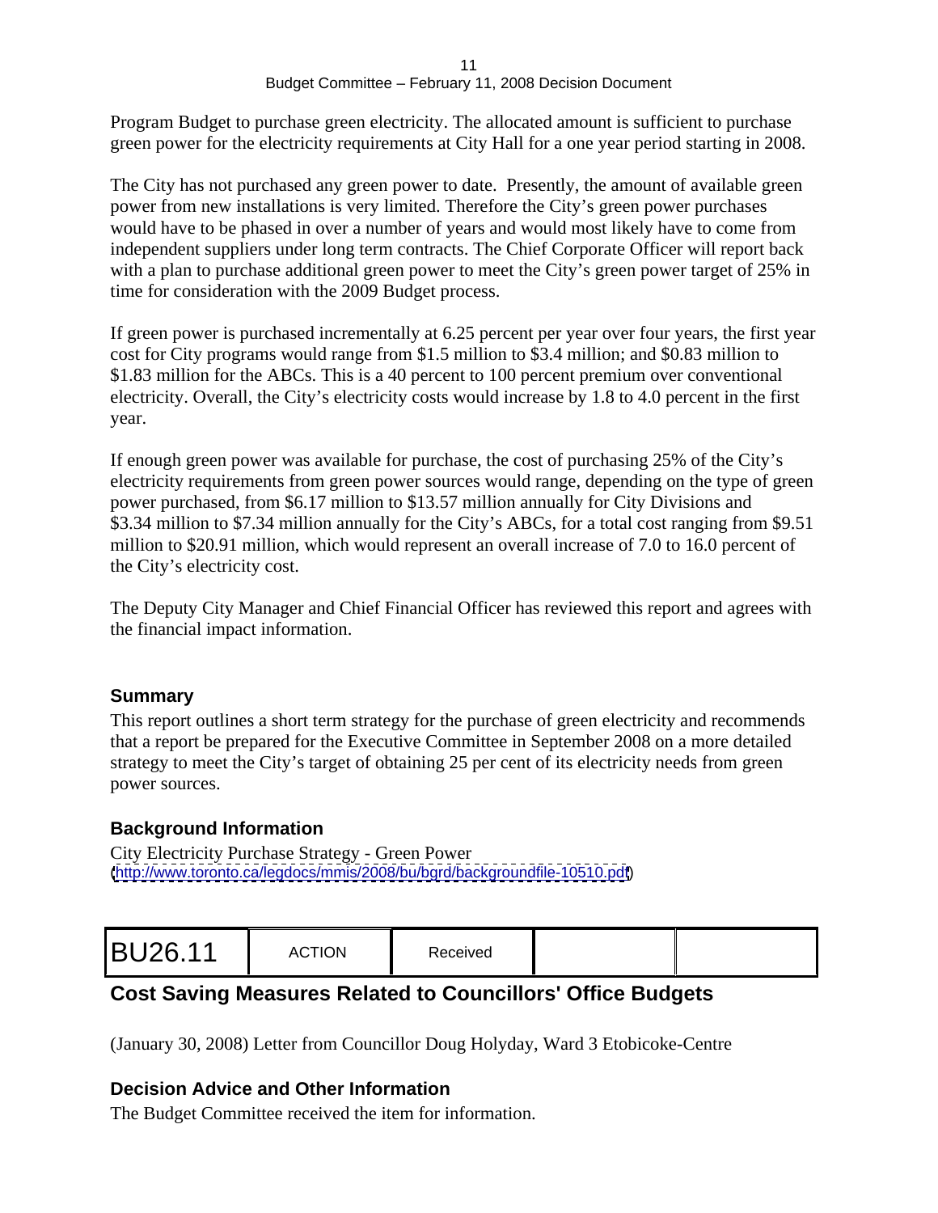Program Budget to purchase green electricity. The allocated amount is sufficient to purchase green power for the electricity requirements at City Hall for a one year period starting in 2008.

The City has not purchased any green power to date. Presently, the amount of available green power from new installations is very limited. Therefore the City's green power purchases would have to be phased in over a number of years and would most likely have to come from independent suppliers under long term contracts. The Chief Corporate Officer will report back with a plan to purchase additional green power to meet the City's green power target of 25% in time for consideration with the 2009 Budget process.

If green power is purchased incrementally at 6.25 percent per year over four years, the first year cost for City programs would range from $1.5 million to $3.4 million; and $0.83 million to $1.83 million for the ABCs. This is a 40 percent to 100 percent premium over conventional electricity. Overall, the City's electricity costs would increase by 1.8 to 4.0 percent in the first year.

If enough green power was available for purchase, the cost of purchasing 25% of the City's electricity requirements from green power sources would range, depending on the type of green power purchased, from $6.17 million to $13.57 million annually for City Divisions and $3.34 million to $7.34 million annually for the City's ABCs, for a total cost ranging from $9.51 million to $20.91 million, which would represent an overall increase of 7.0 to 16.0 percent of the City's electricity cost.

The Deputy City Manager and Chief Financial Officer has reviewed this report and agrees with the financial impact information.

### Summary

This report outlines a short term strategy for the purchase of green electricity and recommends that a report be prepared for the Executive Committee in September 2008 on a more detailed strategy to meet the City's target of obtaining 25 per cent of its electricity needs from green power sources.

### Background Information

City Electricity Purchase Strategy - Green Power
(http://www.toronto.ca/legdocs/mmis/2008/bu/bgrd/backgroundfile-10510.pdf)

| BU26.11 | ACTION | Received | | |
|---|---|---|---|---|

## Cost Saving Measures Related to Councillors' Office Budgets

(January 30, 2008) Letter from Councillor Doug Holyday, Ward 3 Etobicoke-Centre

### Decision Advice and Other Information

The Budget Committee received the item for information.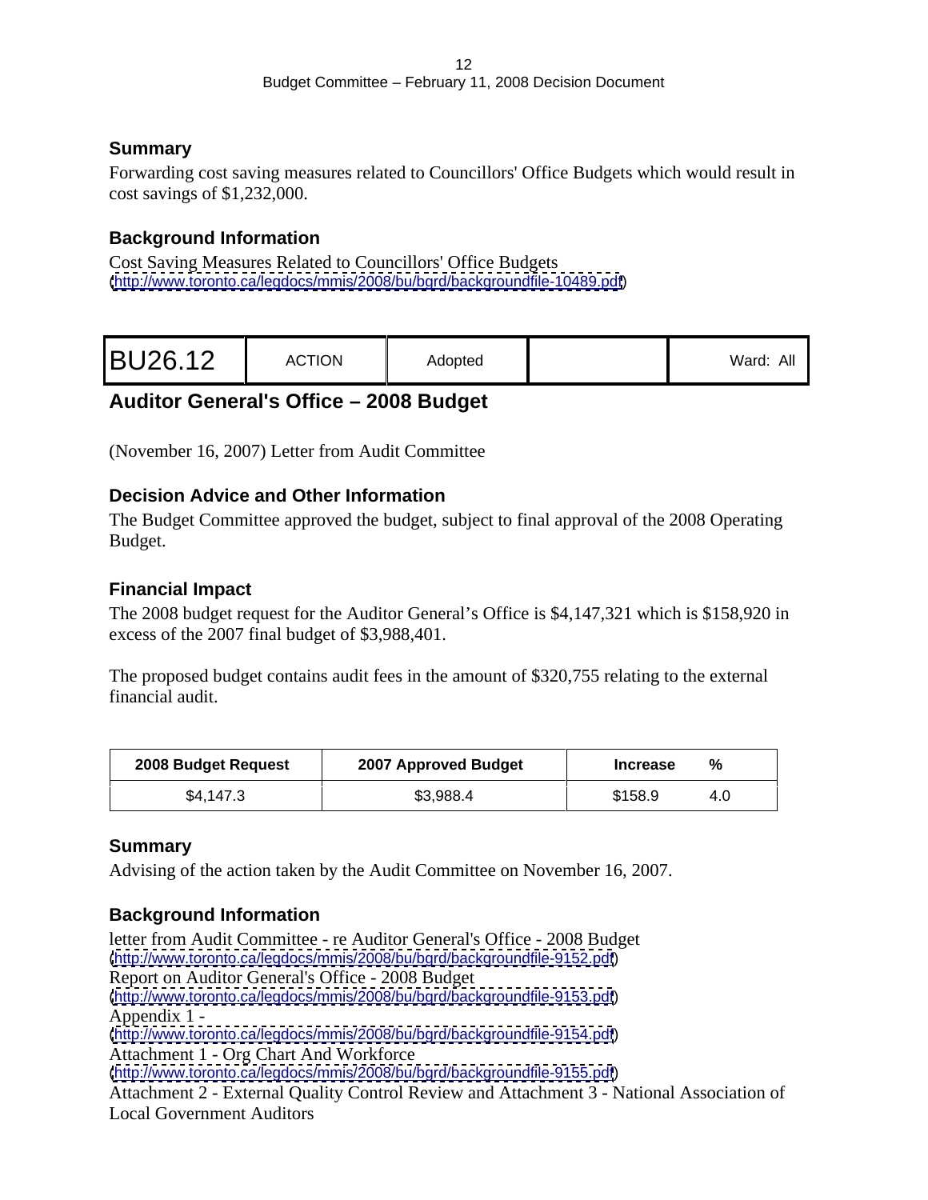### Summary

Forwarding cost saving measures related to Councillors' Office Budgets which would result in cost savings of $1,232,000.

### Background Information

Cost Saving Measures Related to Councillors' Office Budgets
(http://www.toronto.ca/legdocs/mmis/2008/bu/bgrd/backgroundfile-10489.pdf)

| BU26.12 | ACTION | Adopted | | Ward: All |
|---|---|---|---|---|

## Auditor General's Office – 2008 Budget

(November 16, 2007) Letter from Audit Committee

### Decision Advice and Other Information

The Budget Committee approved the budget, subject to final approval of the 2008 Operating Budget.

### Financial Impact

The 2008 budget request for the Auditor General's Office is $4,147,321 which is $158,920 in excess of the 2007 final budget of $3,988,401.

The proposed budget contains audit fees in the amount of $320,755 relating to the external financial audit.

| 2008 Budget Request | 2007 Approved Budget | Increase | % |
|---|---|---|---|
| $4,147.3 | $3,988.4 | $158.9 | 4.0 |

### Summary

Advising of the action taken by the Audit Committee on November 16, 2007.

### Background Information

letter from Audit Committee - re Auditor General's Office - 2008 Budget
(http://www.toronto.ca/legdocs/mmis/2008/bu/bgrd/backgroundfile-9152.pdf)
Report on Auditor General's Office - 2008 Budget
(http://www.toronto.ca/legdocs/mmis/2008/bu/bgrd/backgroundfile-9153.pdf)
Appendix 1 -
(http://www.toronto.ca/legdocs/mmis/2008/bu/bgrd/backgroundfile-9154.pdf)
Attachment 1 - Org Chart And Workforce
(http://www.toronto.ca/legdocs/mmis/2008/bu/bgrd/backgroundfile-9155.pdf)
Attachment 2 - External Quality Control Review and Attachment 3 - National Association of Local Government Auditors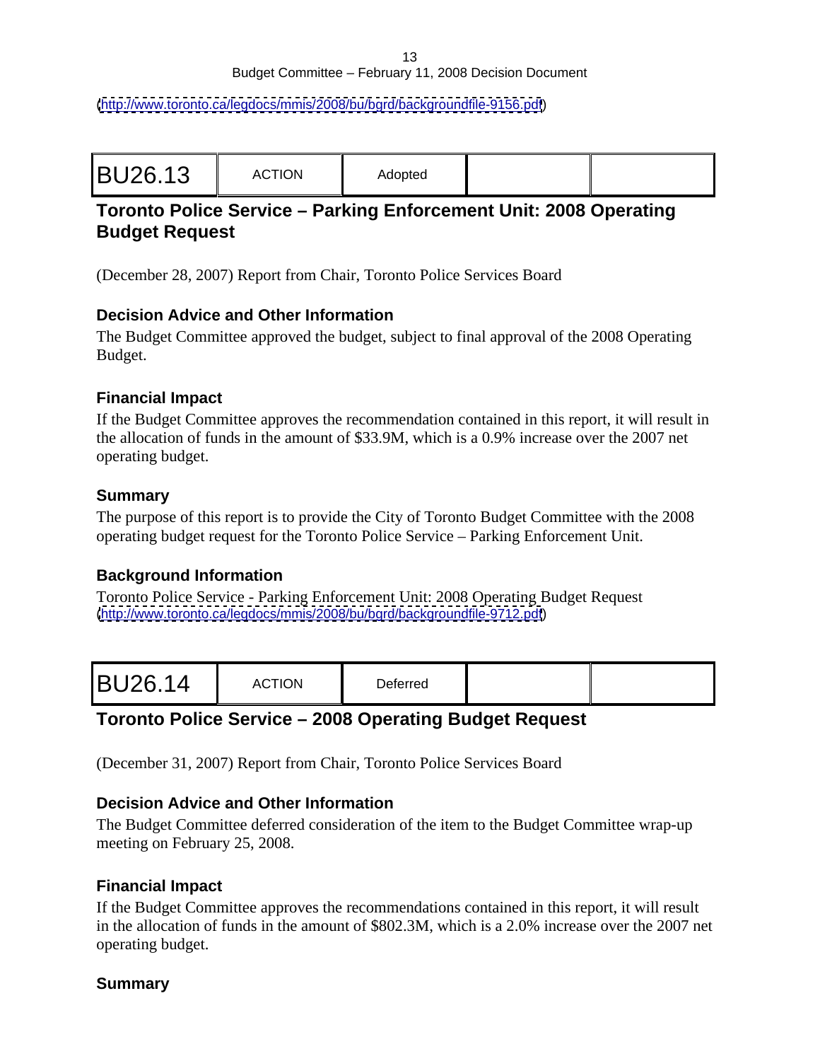(http://www.toronto.ca/legdocs/mmis/2008/bu/bgrd/backgroundfile-9156.pdf)

| BU26.13 | ACTION | Adopted | | |
|---|---|---|---|---|

## Toronto Police Service – Parking Enforcement Unit: 2008 Operating Budget Request

(December 28, 2007) Report from Chair, Toronto Police Services Board

### Decision Advice and Other Information

The Budget Committee approved the budget, subject to final approval of the 2008 Operating Budget.

### Financial Impact

If the Budget Committee approves the recommendation contained in this report, it will result in the allocation of funds in the amount of $33.9M, which is a 0.9% increase over the 2007 net operating budget.

### Summary

The purpose of this report is to provide the City of Toronto Budget Committee with the 2008 operating budget request for the Toronto Police Service – Parking Enforcement Unit.

### Background Information

Toronto Police Service - Parking Enforcement Unit: 2008 Operating Budget Request
(http://www.toronto.ca/legdocs/mmis/2008/bu/bgrd/backgroundfile-9712.pdf)

| BU26.14 | ACTION | Deferred | | |
|---|---|---|---|---|

## Toronto Police Service – 2008 Operating Budget Request

(December 31, 2007) Report from Chair, Toronto Police Services Board

### Decision Advice and Other Information

The Budget Committee deferred consideration of the item to the Budget Committee wrap-up meeting on February 25, 2008.

### Financial Impact

If the Budget Committee approves the recommendations contained in this report, it will result in the allocation of funds in the amount of $802.3M, which is a 2.0% increase over the 2007 net operating budget.

### Summary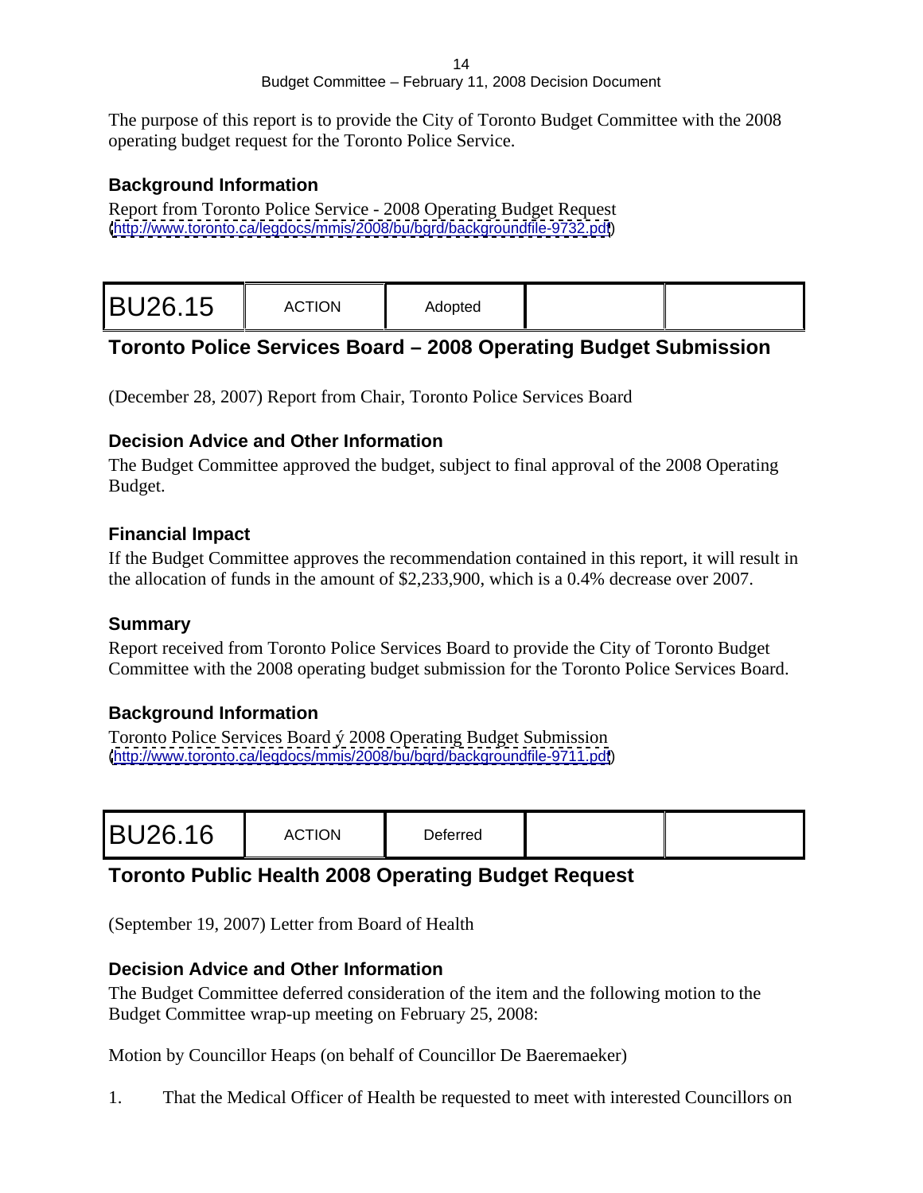The purpose of this report is to provide the City of Toronto Budget Committee with the 2008 operating budget request for the Toronto Police Service.

### Background Information

Report from Toronto Police Service - 2008 Operating Budget Request
(http://www.toronto.ca/legdocs/mmis/2008/bu/bgrd/backgroundfile-9732.pdf)

| BU26.15 | ACTION | Adopted | | |
|---|---|---|---|---|

## Toronto Police Services Board – 2008 Operating Budget Submission

(December 28, 2007) Report from Chair, Toronto Police Services Board

### Decision Advice and Other Information

The Budget Committee approved the budget, subject to final approval of the 2008 Operating Budget.

### Financial Impact

If the Budget Committee approves the recommendation contained in this report, it will result in the allocation of funds in the amount of $2,233,900, which is a 0.4% decrease over 2007.

### Summary

Report received from Toronto Police Services Board to provide the City of Toronto Budget Committee with the 2008 operating budget submission for the Toronto Police Services Board.

### Background Information

Toronto Police Services Board ý 2008 Operating Budget Submission
(http://www.toronto.ca/legdocs/mmis/2008/bu/bgrd/backgroundfile-9711.pdf)

| BU26.16 | ACTION | Deferred | | |
|---|---|---|---|---|

## Toronto Public Health 2008 Operating Budget Request

(September 19, 2007) Letter from Board of Health

### Decision Advice and Other Information

The Budget Committee deferred consideration of the item and the following motion to the Budget Committee wrap-up meeting on February 25, 2008:

Motion by Councillor Heaps (on behalf of Councillor De Baeremaeker)

1. That the Medical Officer of Health be requested to meet with interested Councillors on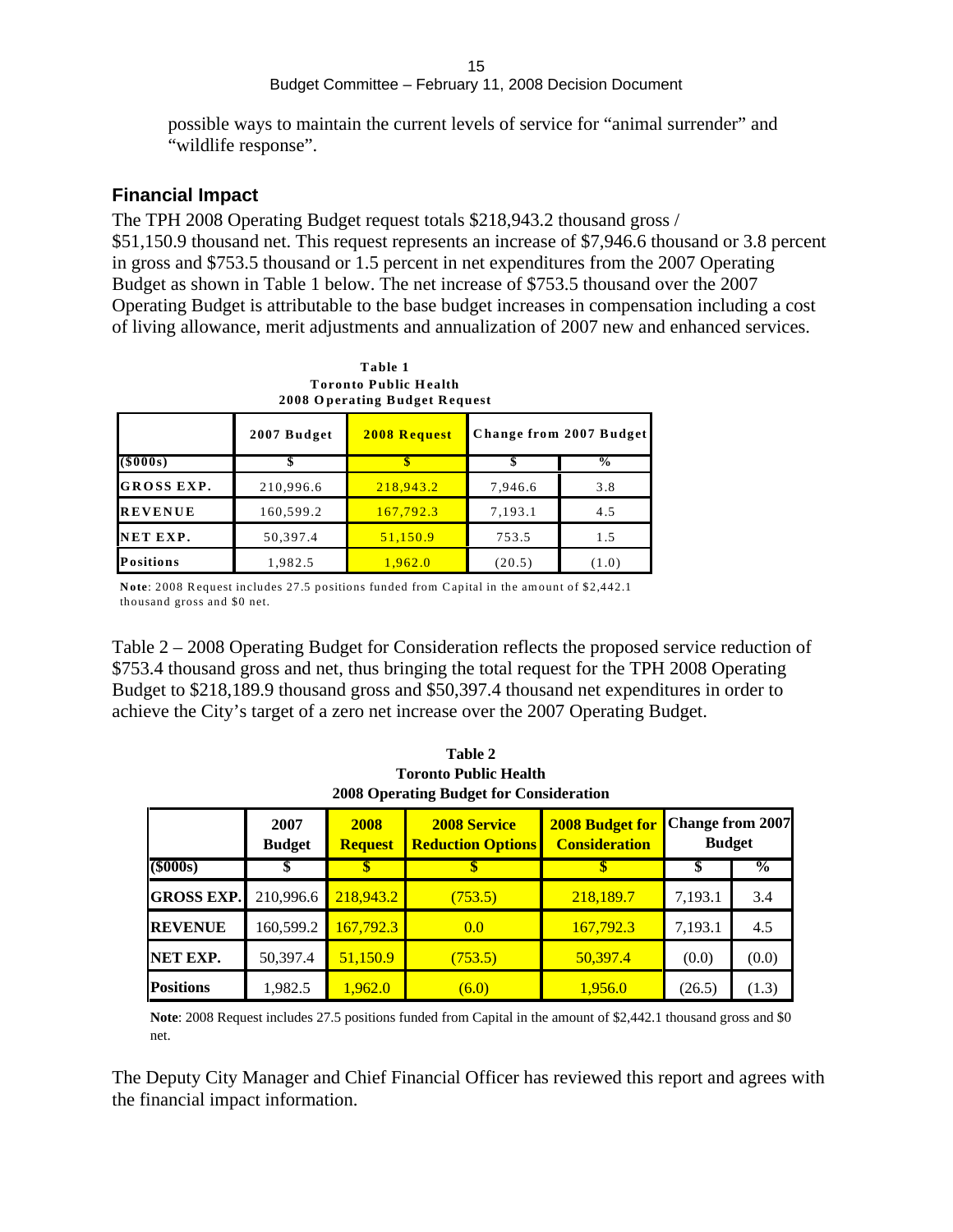possible ways to maintain the current levels of service for "animal surrender" and "wildlife response".

## Financial Impact

The TPH 2008 Operating Budget request totals $218,943.2 thousand gross / $51,150.9 thousand net. This request represents an increase of $7,946.6 thousand or 3.8 percent in gross and $753.5 thousand or 1.5 percent in net expenditures from the 2007 Operating Budget as shown in Table 1 below. The net increase of $753.5 thousand over the 2007 Operating Budget is attributable to the base budget increases in compensation including a cost of living allowance, merit adjustments and annualization of 2007 new and enhanced services.

**Table 1**
**Toronto Public Health**
**2008 Operating Budget Request**

| | 2007 Budget | 2008 Request | Change from 2007 Budget | |
|---|---|---|---|---|
| **($000s)** | $ | $ | $ | % |
| **GROSS EXP.** | 210,996.6 | 218,943.2 | 7,946.6 | 3.8 |
| **REVENUE** | 160,599.2 | 167,792.3 | 7,193.1 | 4.5 |
| **NET EXP.** | 50,397.4 | 51,150.9 | 753.5 | 1.5 |
| **Positions** | 1,982.5 | 1,962.0 | (20.5) | (1.0) |

**Note**: 2008 Request includes 27.5 positions funded from Capital in the amount of $2,442.1 thousand gross and $0 net.

Table 2 – 2008 Operating Budget for Consideration reflects the proposed service reduction of $753.4 thousand gross and net, thus bringing the total request for the TPH 2008 Operating Budget to $218,189.9 thousand gross and $50,397.4 thousand net expenditures in order to achieve the City's target of a zero net increase over the 2007 Operating Budget.

**Table 2**
**Toronto Public Health**
**2008 Operating Budget for Consideration**

| | 2007 Budget | 2008 Request | 2008 Service Reduction Options | 2008 Budget for Consideration | Change from 2007 Budget | |
|---|---|---|---|---|---|---|
| **($000s)** | $ | $ | $ | $ | $ | % |
| **GROSS EXP.** | 210,996.6 | 218,943.2 | (753.5) | 218,189.7 | 7,193.1 | 3.4 |
| **REVENUE** | 160,599.2 | 167,792.3 | 0.0 | 167,792.3 | 7,193.1 | 4.5 |
| **NET EXP.** | 50,397.4 | 51,150.9 | (753.5) | 50,397.4 | (0.0) | (0.0) |
| **Positions** | 1,982.5 | 1,962.0 | (6.0) | 1,956.0 | (26.5) | (1.3) |

**Note**: 2008 Request includes 27.5 positions funded from Capital in the amount of $2,442.1 thousand gross and $0 net.

The Deputy City Manager and Chief Financial Officer has reviewed this report and agrees with the financial impact information.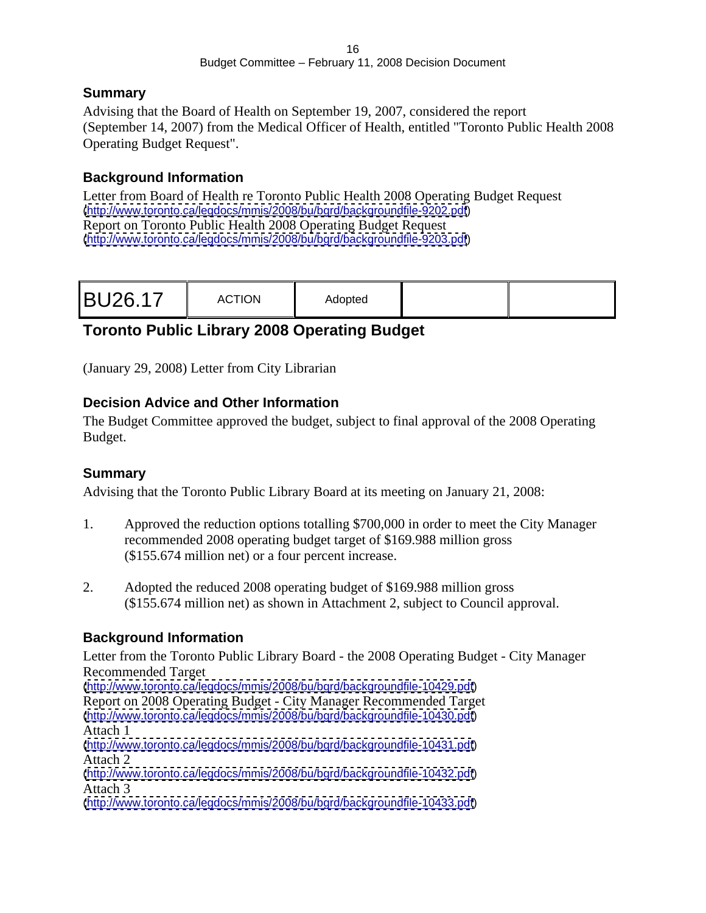## Summary

Advising that the Board of Health on September 19, 2007, considered the report (September 14, 2007) from the Medical Officer of Health, entitled "Toronto Public Health 2008 Operating Budget Request".

## Background Information

Letter from Board of Health re Toronto Public Health 2008 Operating Budget Request
(http://www.toronto.ca/legdocs/mmis/2008/bu/bgrd/backgroundfile-9202.pdf)
Report on Toronto Public Health 2008 Operating Budget Request
(http://www.toronto.ca/legdocs/mmis/2008/bu/bgrd/backgroundfile-9203.pdf)

| BU26.17 | ACTION | Adopted | | |
|---|---|---|---|---|

# Toronto Public Library 2008 Operating Budget

(January 29, 2008) Letter from City Librarian

## Decision Advice and Other Information

The Budget Committee approved the budget, subject to final approval of the 2008 Operating Budget.

## Summary

Advising that the Toronto Public Library Board at its meeting on January 21, 2008:

1. Approved the reduction options totalling $700,000 in order to meet the City Manager recommended 2008 operating budget target of $169.988 million gross ($155.674 million net) or a four percent increase.

2. Adopted the reduced 2008 operating budget of $169.988 million gross ($155.674 million net) as shown in Attachment 2, subject to Council approval.

## Background Information

Letter from the Toronto Public Library Board - the 2008 Operating Budget - City Manager Recommended Target
(http://www.toronto.ca/legdocs/mmis/2008/bu/bgrd/backgroundfile-10429.pdf)
Report on 2008 Operating Budget - City Manager Recommended Target
(http://www.toronto.ca/legdocs/mmis/2008/bu/bgrd/backgroundfile-10430.pdf)
Attach 1
(http://www.toronto.ca/legdocs/mmis/2008/bu/bgrd/backgroundfile-10431.pdf)
Attach 2
(http://www.toronto.ca/legdocs/mmis/2008/bu/bgrd/backgroundfile-10432.pdf)
Attach 3
(http://www.toronto.ca/legdocs/mmis/2008/bu/bgrd/backgroundfile-10433.pdf)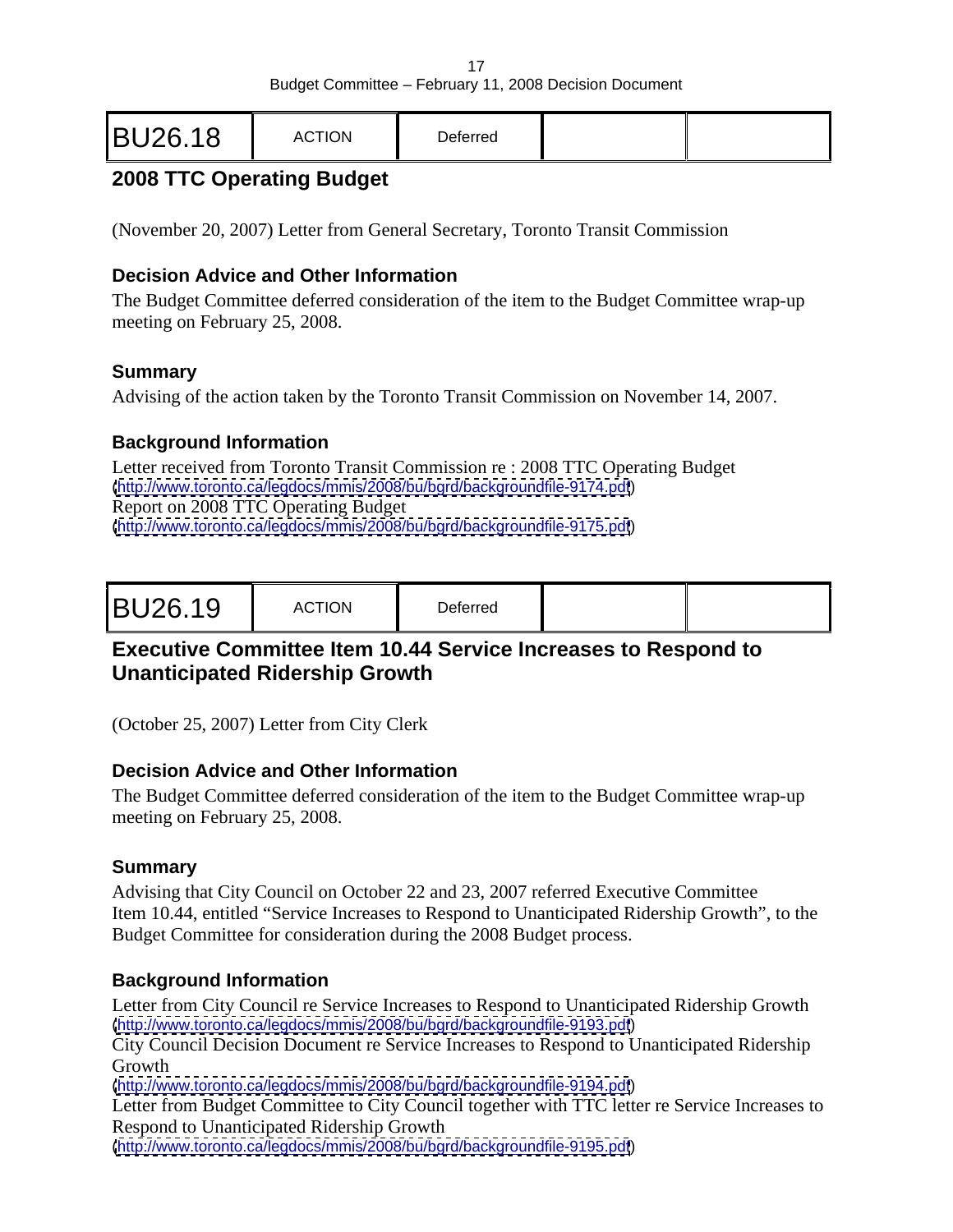| BU26.18 | ACTION | Deferred | | |
|---|---|---|---|---|

## 2008 TTC Operating Budget

(November 20, 2007) Letter from General Secretary, Toronto Transit Commission

### Decision Advice and Other Information

The Budget Committee deferred consideration of the item to the Budget Committee wrap-up meeting on February 25, 2008.

### Summary

Advising of the action taken by the Toronto Transit Commission on November 14, 2007.

### Background Information

Letter received from Toronto Transit Commission re : 2008 TTC Operating Budget
(http://www.toronto.ca/legdocs/mmis/2008/bu/bgrd/backgroundfile-9174.pdf)
Report on 2008 TTC Operating Budget
(http://www.toronto.ca/legdocs/mmis/2008/bu/bgrd/backgroundfile-9175.pdf)

| BU26.19 | ACTION | Deferred | | |
|---|---|---|---|---|

## Executive Committee Item 10.44 Service Increases to Respond to Unanticipated Ridership Growth

(October 25, 2007) Letter from City Clerk

### Decision Advice and Other Information

The Budget Committee deferred consideration of the item to the Budget Committee wrap-up meeting on February 25, 2008.

### Summary

Advising that City Council on October 22 and 23, 2007 referred Executive Committee Item 10.44, entitled "Service Increases to Respond to Unanticipated Ridership Growth", to the Budget Committee for consideration during the 2008 Budget process.

### Background Information

Letter from City Council re Service Increases to Respond to Unanticipated Ridership Growth
(http://www.toronto.ca/legdocs/mmis/2008/bu/bgrd/backgroundfile-9193.pdf)
City Council Decision Document re Service Increases to Respond to Unanticipated Ridership Growth
(http://www.toronto.ca/legdocs/mmis/2008/bu/bgrd/backgroundfile-9194.pdf)
Letter from Budget Committee to City Council together with TTC letter re Service Increases to Respond to Unanticipated Ridership Growth
(http://www.toronto.ca/legdocs/mmis/2008/bu/bgrd/backgroundfile-9195.pdf)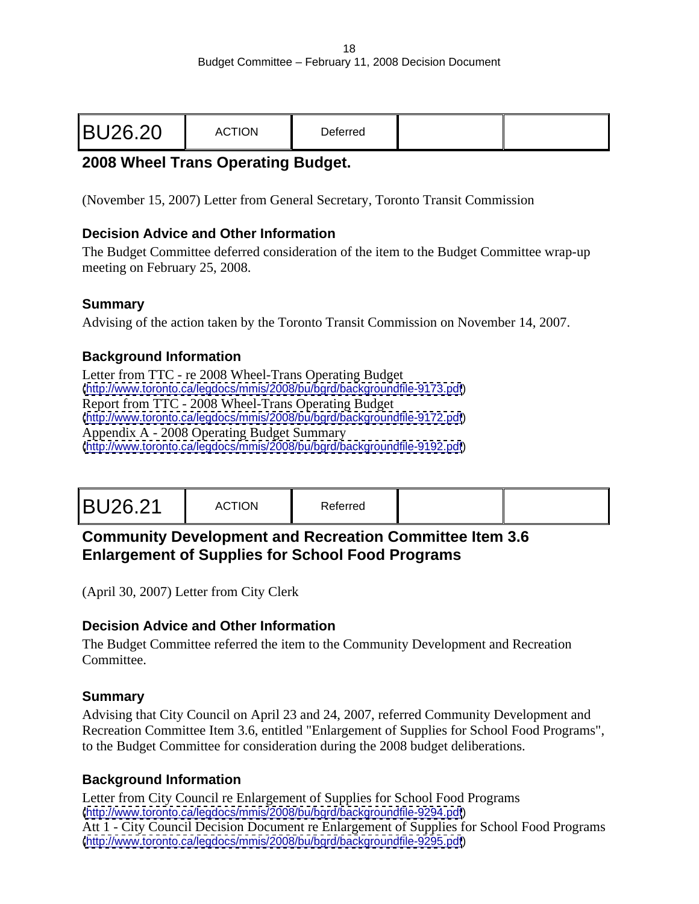| BU26.20 | ACTION | Deferred | | |
|---|---|---|---|---|

## 2008 Wheel Trans Operating Budget.

(November 15, 2007) Letter from General Secretary, Toronto Transit Commission

### Decision Advice and Other Information

The Budget Committee deferred consideration of the item to the Budget Committee wrap-up meeting on February 25, 2008.

### Summary

Advising of the action taken by the Toronto Transit Commission on November 14, 2007.

### Background Information

Letter from TTC - re 2008 Wheel-Trans Operating Budget
(http://www.toronto.ca/legdocs/mmis/2008/bu/bgrd/backgroundfile-9173.pdf)
Report from TTC - 2008 Wheel-Trans Operating Budget
(http://www.toronto.ca/legdocs/mmis/2008/bu/bgrd/backgroundfile-9172.pdf)
Appendix A - 2008 Operating Budget Summary
(http://www.toronto.ca/legdocs/mmis/2008/bu/bgrd/backgroundfile-9192.pdf)

| BU26.21 | ACTION | Referred | | |
|---|---|---|---|---|

## Community Development and Recreation Committee Item 3.6 Enlargement of Supplies for School Food Programs

(April 30, 2007) Letter from City Clerk

### Decision Advice and Other Information

The Budget Committee referred the item to the Community Development and Recreation Committee.

### Summary

Advising that City Council on April 23 and 24, 2007, referred Community Development and Recreation Committee Item 3.6, entitled "Enlargement of Supplies for School Food Programs", to the Budget Committee for consideration during the 2008 budget deliberations.

### Background Information

Letter from City Council re Enlargement of Supplies for School Food Programs
(http://www.toronto.ca/legdocs/mmis/2008/bu/bgrd/backgroundfile-9294.pdf)
Att 1 - City Council Decision Document re Enlargement of Supplies for School Food Programs
(http://www.toronto.ca/legdocs/mmis/2008/bu/bgrd/backgroundfile-9295.pdf)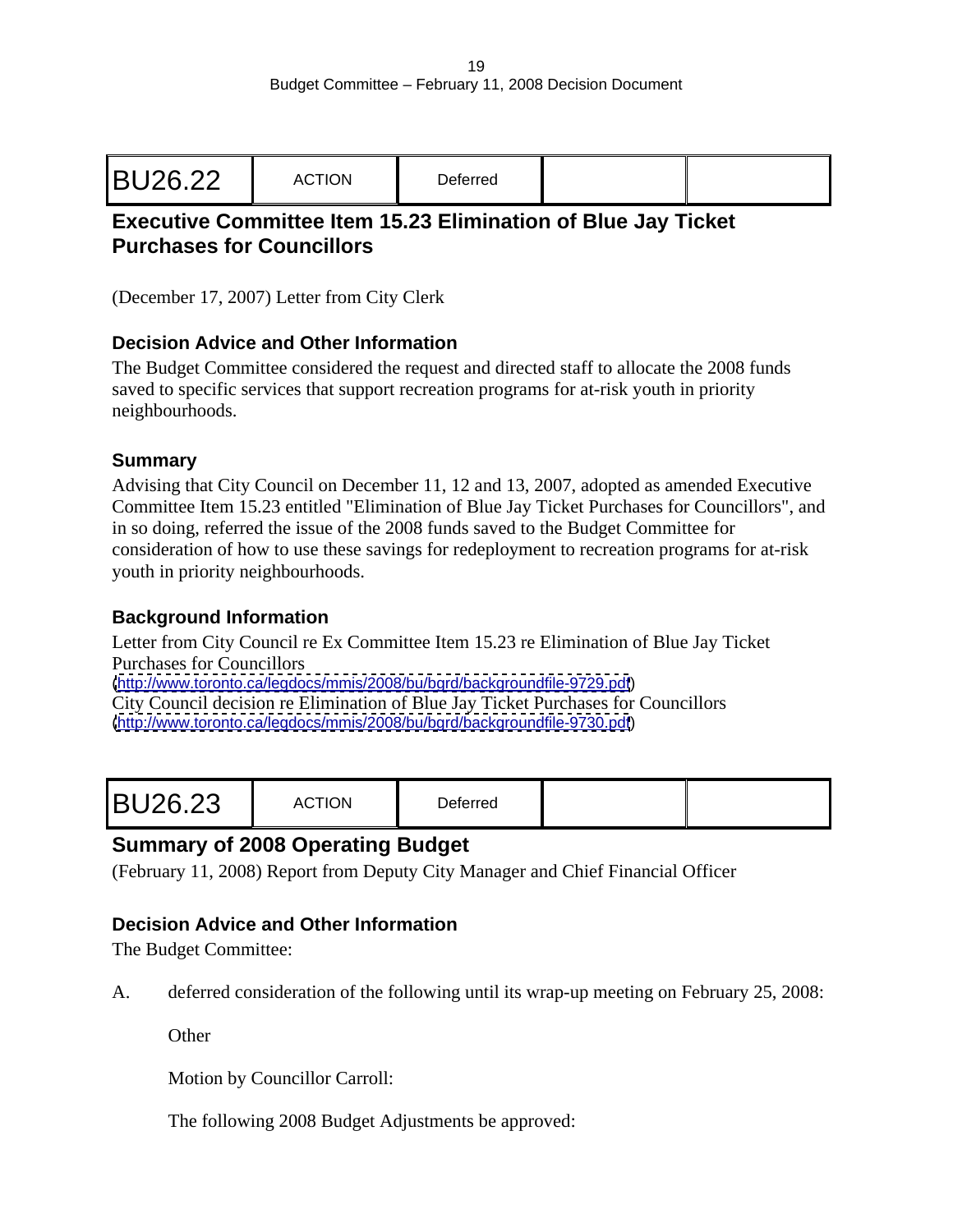| BU26.22 | ACTION | Deferred | | |
|---|---|---|---|---|

## Executive Committee Item 15.23 Elimination of Blue Jay Ticket Purchases for Councillors

(December 17, 2007) Letter from City Clerk

### Decision Advice and Other Information

The Budget Committee considered the request and directed staff to allocate the 2008 funds saved to specific services that support recreation programs for at-risk youth in priority neighbourhoods.

### Summary

Advising that City Council on December 11, 12 and 13, 2007, adopted as amended Executive Committee Item 15.23 entitled "Elimination of Blue Jay Ticket Purchases for Councillors", and in so doing, referred the issue of the 2008 funds saved to the Budget Committee for consideration of how to use these savings for redeployment to recreation programs for at-risk youth in priority neighbourhoods.

### Background Information

Letter from City Council re Ex Committee Item 15.23 re Elimination of Blue Jay Ticket Purchases for Councillors
(http://www.toronto.ca/legdocs/mmis/2008/bu/bgrd/backgroundfile-9729.pdf)
City Council decision re Elimination of Blue Jay Ticket Purchases for Councillors
(http://www.toronto.ca/legdocs/mmis/2008/bu/bgrd/backgroundfile-9730.pdf)

| BU26.23 | ACTION | Deferred | | |
|---|---|---|---|---|

## Summary of 2008 Operating Budget

(February 11, 2008) Report from Deputy City Manager and Chief Financial Officer

### Decision Advice and Other Information

The Budget Committee:

A. deferred consideration of the following until its wrap-up meeting on February 25, 2008:

Other

Motion by Councillor Carroll:

The following 2008 Budget Adjustments be approved: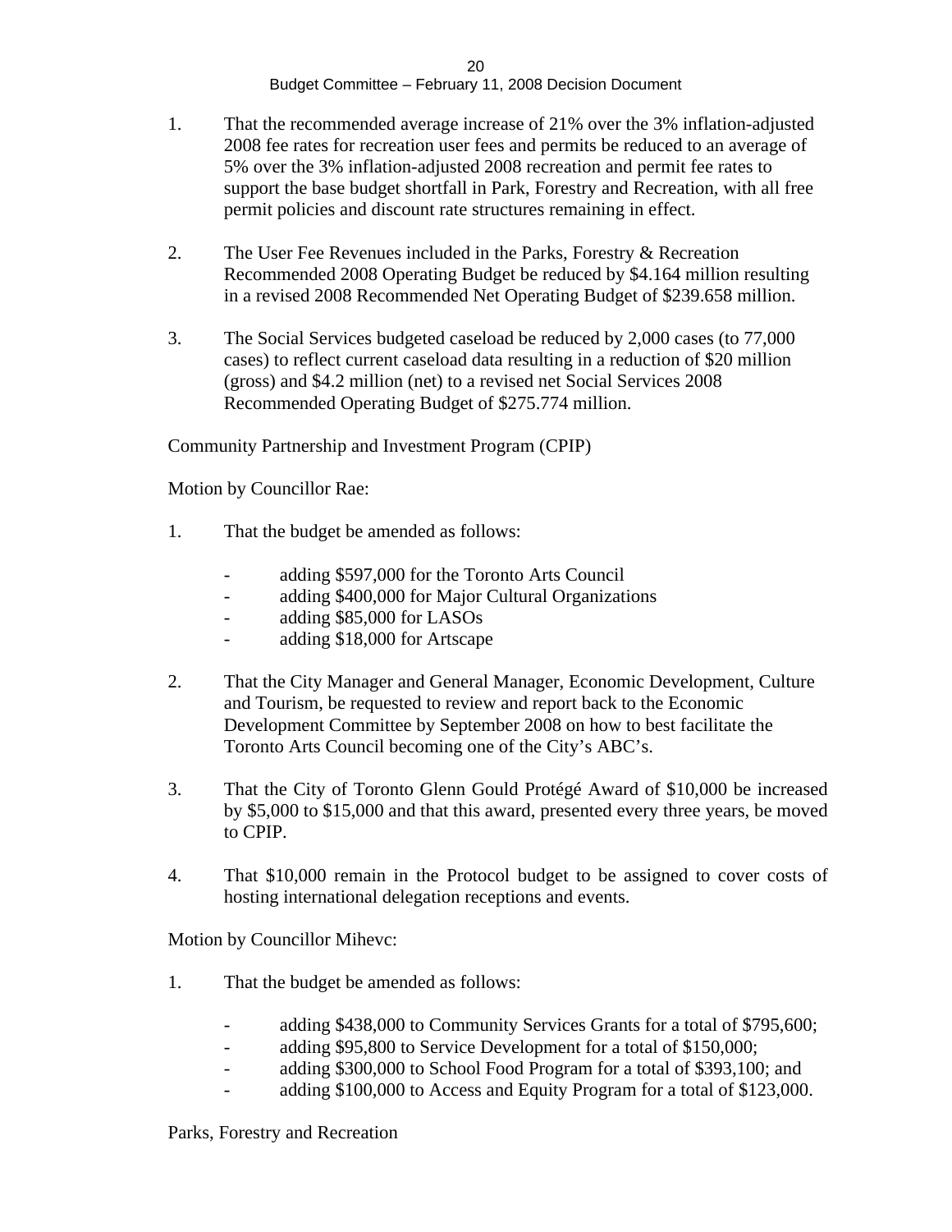1. That the recommended average increase of 21% over the 3% inflation-adjusted 2008 fee rates for recreation user fees and permits be reduced to an average of 5% over the 3% inflation-adjusted 2008 recreation and permit fee rates to support the base budget shortfall in Park, Forestry and Recreation, with all free permit policies and discount rate structures remaining in effect.

2. The User Fee Revenues included in the Parks, Forestry & Recreation Recommended 2008 Operating Budget be reduced by $4.164 million resulting in a revised 2008 Recommended Net Operating Budget of $239.658 million.

3. The Social Services budgeted caseload be reduced by 2,000 cases (to 77,000 cases) to reflect current caseload data resulting in a reduction of $20 million (gross) and $4.2 million (net) to a revised net Social Services 2008 Recommended Operating Budget of $275.774 million.

Community Partnership and Investment Program (CPIP)

Motion by Councillor Rae:

1. That the budget be amended as follows:

   - adding $597,000 for the Toronto Arts Council
   - adding $400,000 for Major Cultural Organizations
   - adding $85,000 for LASOs
   - adding $18,000 for Artscape

2. That the City Manager and General Manager, Economic Development, Culture and Tourism, be requested to review and report back to the Economic Development Committee by September 2008 on how to best facilitate the Toronto Arts Council becoming one of the City's ABC's.

3. That the City of Toronto Glenn Gould Protégé Award of $10,000 be increased by $5,000 to $15,000 and that this award, presented every three years, be moved to CPIP.

4. That $10,000 remain in the Protocol budget to be assigned to cover costs of hosting international delegation receptions and events.

Motion by Councillor Mihevc:

1. That the budget be amended as follows:

   - adding $438,000 to Community Services Grants for a total of $795,600;
   - adding $95,800 to Service Development for a total of $150,000;
   - adding $300,000 to School Food Program for a total of $393,100; and
   - adding $100,000 to Access and Equity Program for a total of $123,000.

Parks, Forestry and Recreation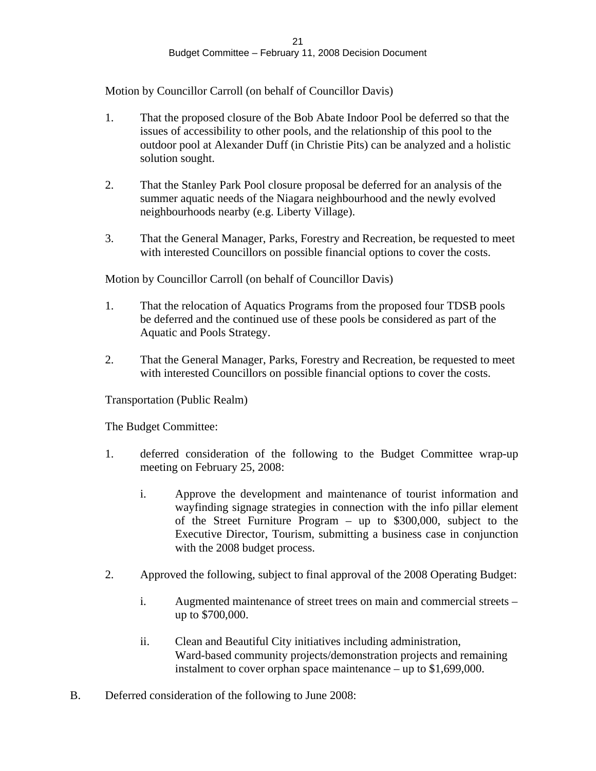Motion by Councillor Carroll (on behalf of Councillor Davis)

1. That the proposed closure of the Bob Abate Indoor Pool be deferred so that the issues of accessibility to other pools, and the relationship of this pool to the outdoor pool at Alexander Duff (in Christie Pits) can be analyzed and a holistic solution sought.

2. That the Stanley Park Pool closure proposal be deferred for an analysis of the summer aquatic needs of the Niagara neighbourhood and the newly evolved neighbourhoods nearby (e.g. Liberty Village).

3. That the General Manager, Parks, Forestry and Recreation, be requested to meet with interested Councillors on possible financial options to cover the costs.

Motion by Councillor Carroll (on behalf of Councillor Davis)

1. That the relocation of Aquatics Programs from the proposed four TDSB pools be deferred and the continued use of these pools be considered as part of the Aquatic and Pools Strategy.

2. That the General Manager, Parks, Forestry and Recreation, be requested to meet with interested Councillors on possible financial options to cover the costs.

Transportation (Public Realm)

The Budget Committee:

1. deferred consideration of the following to the Budget Committee wrap-up meeting on February 25, 2008:

   i. Approve the development and maintenance of tourist information and wayfinding signage strategies in connection with the info pillar element of the Street Furniture Program – up to $300,000, subject to the Executive Director, Tourism, submitting a business case in conjunction with the 2008 budget process.

2. Approved the following, subject to final approval of the 2008 Operating Budget:

   i. Augmented maintenance of street trees on main and commercial streets – up to $700,000.

   ii. Clean and Beautiful City initiatives including administration, Ward-based community projects/demonstration projects and remaining instalment to cover orphan space maintenance – up to $1,699,000.

B. Deferred consideration of the following to June 2008: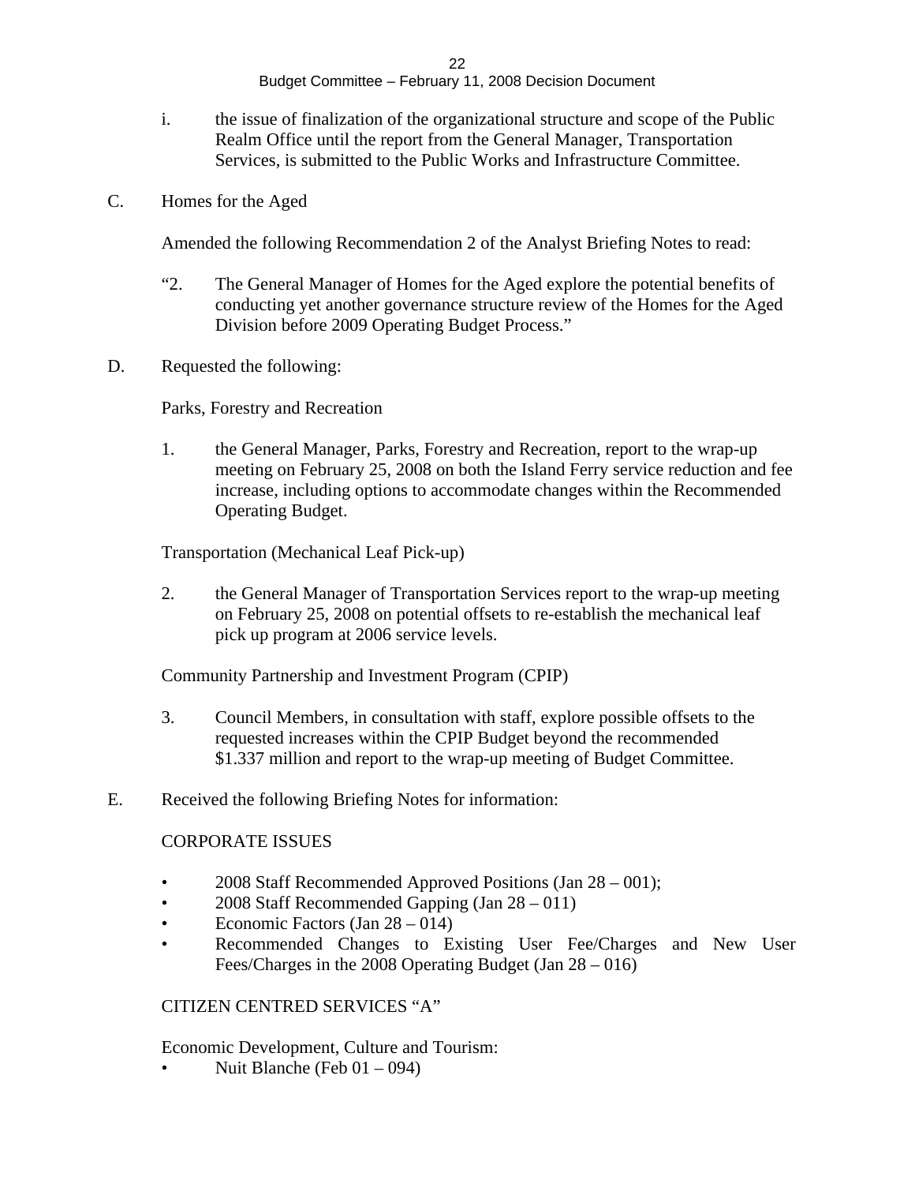i. the issue of finalization of the organizational structure and scope of the Public Realm Office until the report from the General Manager, Transportation Services, is submitted to the Public Works and Infrastructure Committee.

C. Homes for the Aged

Amended the following Recommendation 2 of the Analyst Briefing Notes to read:

"2. The General Manager of Homes for the Aged explore the potential benefits of conducting yet another governance structure review of the Homes for the Aged Division before 2009 Operating Budget Process."

D. Requested the following:

Parks, Forestry and Recreation

1. the General Manager, Parks, Forestry and Recreation, report to the wrap-up meeting on February 25, 2008 on both the Island Ferry service reduction and fee increase, including options to accommodate changes within the Recommended Operating Budget.

Transportation (Mechanical Leaf Pick-up)

2. the General Manager of Transportation Services report to the wrap-up meeting on February 25, 2008 on potential offsets to re-establish the mechanical leaf pick up program at 2006 service levels.

Community Partnership and Investment Program (CPIP)

3. Council Members, in consultation with staff, explore possible offsets to the requested increases within the CPIP Budget beyond the recommended $1.337 million and report to the wrap-up meeting of Budget Committee.

E. Received the following Briefing Notes for information:

CORPORATE ISSUES

- 2008 Staff Recommended Approved Positions (Jan 28 – 001);
- 2008 Staff Recommended Gapping (Jan 28 – 011)
- Economic Factors (Jan 28 – 014)
- Recommended Changes to Existing User Fee/Charges and New User Fees/Charges in the 2008 Operating Budget (Jan 28 – 016)

CITIZEN CENTRED SERVICES "A"

Economic Development, Culture and Tourism:

- Nuit Blanche (Feb 01 – 094)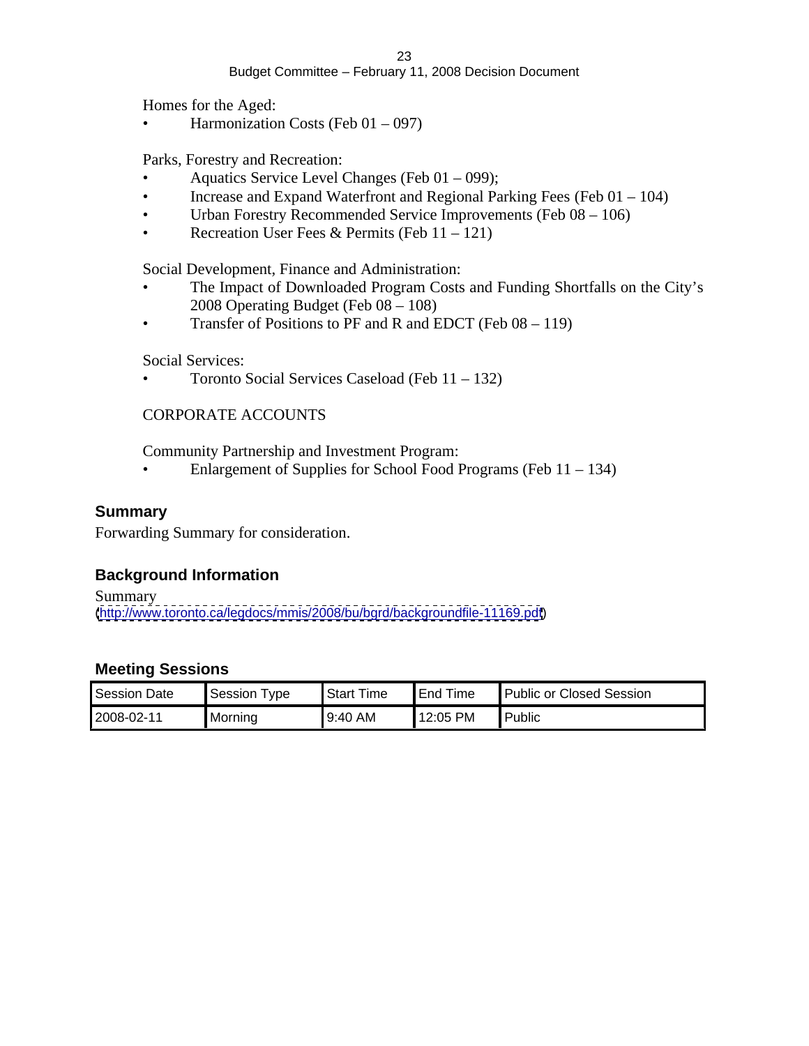Homes for the Aged:

- Harmonization Costs (Feb 01 – 097)

Parks, Forestry and Recreation:

- Aquatics Service Level Changes (Feb 01 – 099);
- Increase and Expand Waterfront and Regional Parking Fees (Feb 01 – 104)
- Urban Forestry Recommended Service Improvements (Feb 08 – 106)
- Recreation User Fees & Permits (Feb 11 – 121)

Social Development, Finance and Administration:

- The Impact of Downloaded Program Costs and Funding Shortfalls on the City's 2008 Operating Budget (Feb 08 – 108)
- Transfer of Positions to PF and R and EDCT (Feb 08 – 119)

Social Services:

- Toronto Social Services Caseload (Feb 11 – 132)

CORPORATE ACCOUNTS

Community Partnership and Investment Program:

- Enlargement of Supplies for School Food Programs (Feb 11 – 134)

## Summary

Forwarding Summary for consideration.

## Background Information

Summary
(http://www.toronto.ca/legdocs/mmis/2008/bu/bgrd/backgroundfile-11169.pdf)

## Meeting Sessions

| Session Date | Session Type | Start Time | End Time | Public or Closed Session |
|---|---|---|---|---|
| 2008-02-11 | Morning | 9:40 AM | 12:05 PM | Public |